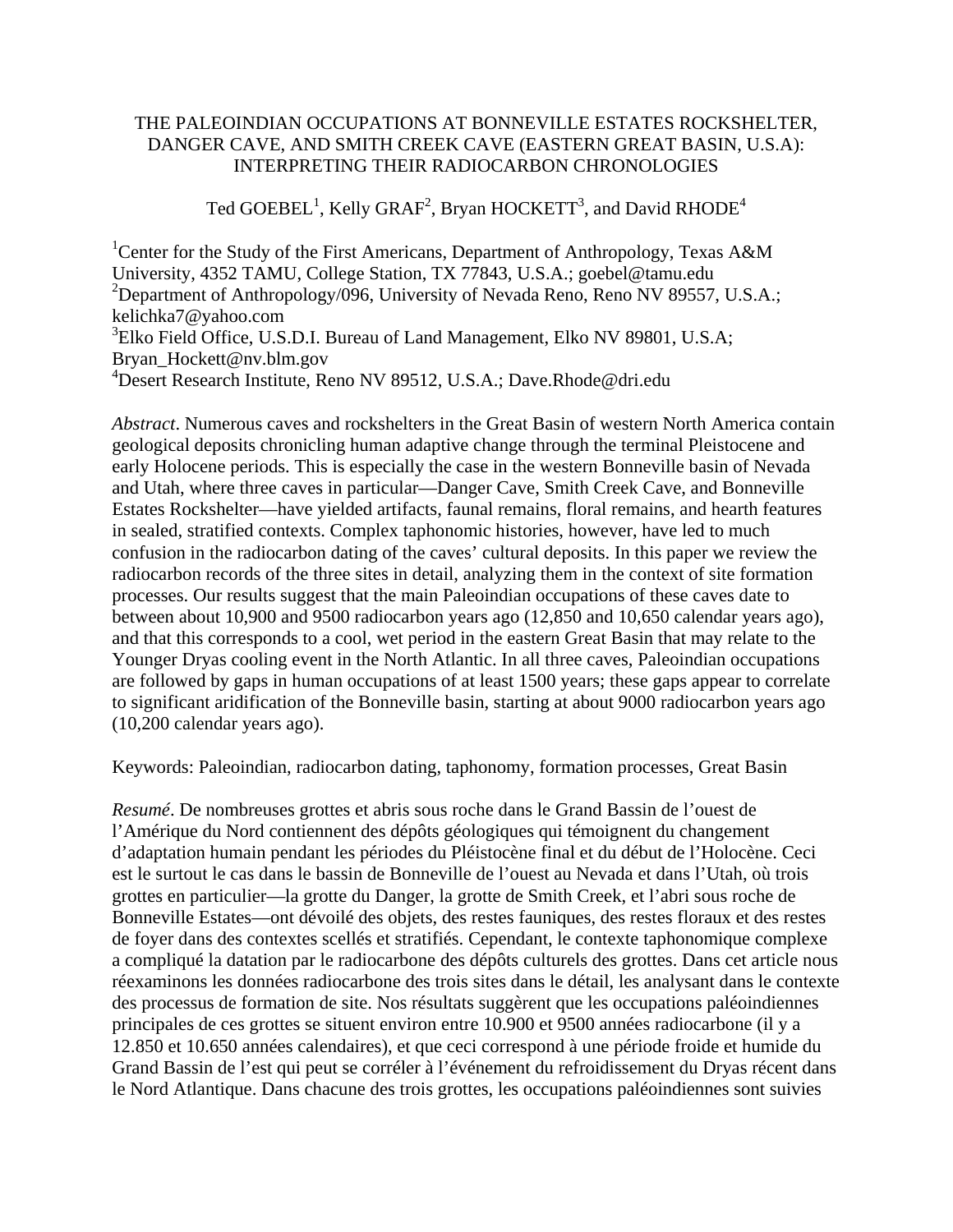# THE PALEOINDIAN OCCUPATIONS AT BONNEVILLE ESTATES ROCKSHELTER, DANGER CAVE, AND SMITH CREEK CAVE (EASTERN GREAT BASIN, U.S.A): INTERPRETING THEIR RADIOCARBON CHRONOLOGIES

Ted GOEBEL[1], Kelly GRAF[2], Bryan HOCKETT[3], and David RHODE[4]

[1]Center for the Study of the First Americans, Department of Anthropology, Texas A&M University, 4352 TAMU, College Station, TX 77843, U.S.A.; goebel@tamu.edu
[2]Department of Anthropology/096, University of Nevada Reno, Reno NV 89557, U.S.A.; kelichka7@yahoo.com
[3]Elko Field Office, U.S.D.I. Bureau of Land Management, Elko NV 89801, U.S.A; Bryan_Hockett@nv.blm.gov
[4]Desert Research Institute, Reno NV 89512, U.S.A.; Dave.Rhode@dri.edu

*Abstract*. Numerous caves and rockshelters in the Great Basin of western North America contain geological deposits chronicling human adaptive change through the terminal Pleistocene and early Holocene periods. This is especially the case in the western Bonneville basin of Nevada and Utah, where three caves in particular—Danger Cave, Smith Creek Cave, and Bonneville Estates Rockshelter—have yielded artifacts, faunal remains, floral remains, and hearth features in sealed, stratified contexts. Complex taphonomic histories, however, have led to much confusion in the radiocarbon dating of the caves' cultural deposits. In this paper we review the radiocarbon records of the three sites in detail, analyzing them in the context of site formation processes. Our results suggest that the main Paleoindian occupations of these caves date to between about 10,900 and 9500 radiocarbon years ago (12,850 and 10,650 calendar years ago), and that this corresponds to a cool, wet period in the eastern Great Basin that may relate to the Younger Dryas cooling event in the North Atlantic. In all three caves, Paleoindian occupations are followed by gaps in human occupations of at least 1500 years; these gaps appear to correlate to significant aridification of the Bonneville basin, starting at about 9000 radiocarbon years ago (10,200 calendar years ago).

Keywords: Paleoindian, radiocarbon dating, taphonomy, formation processes, Great Basin

*Resumé*. De nombreuses grottes et abris sous roche dans le Grand Bassin de l'ouest de l'Amérique du Nord contiennent des dépôts géologiques qui témoignent du changement d'adaptation humain pendant les périodes du Pléistocène final et du début de l'Holocène. Ceci est le surtout le cas dans le bassin de Bonneville de l'ouest au Nevada et dans l'Utah, où trois grottes en particulier—la grotte du Danger, la grotte de Smith Creek, et l'abri sous roche de Bonneville Estates—ont dévoilé des objets, des restes fauniques, des restes floraux et des restes de foyer dans des contextes scellés et stratifiés. Cependant, le contexte taphonomique complexe a compliqué la datation par le radiocarbone des dépôts culturels des grottes. Dans cet article nous réexaminons les données radiocarbone des trois sites dans le détail, les analysant dans le contexte des processus de formation de site. Nos résultats suggèrent que les occupations paléoindiennes principales de ces grottes se situent environ entre 10.900 et 9500 années radiocarbone (il y a 12.850 et 10.650 années calendaires), et que ceci correspond à une période froide et humide du Grand Bassin de l'est qui peut se corréler à l'événement du refroidissement du Dryas récent dans le Nord Atlantique. Dans chacune des trois grottes, les occupations paléoindiennes sont suivies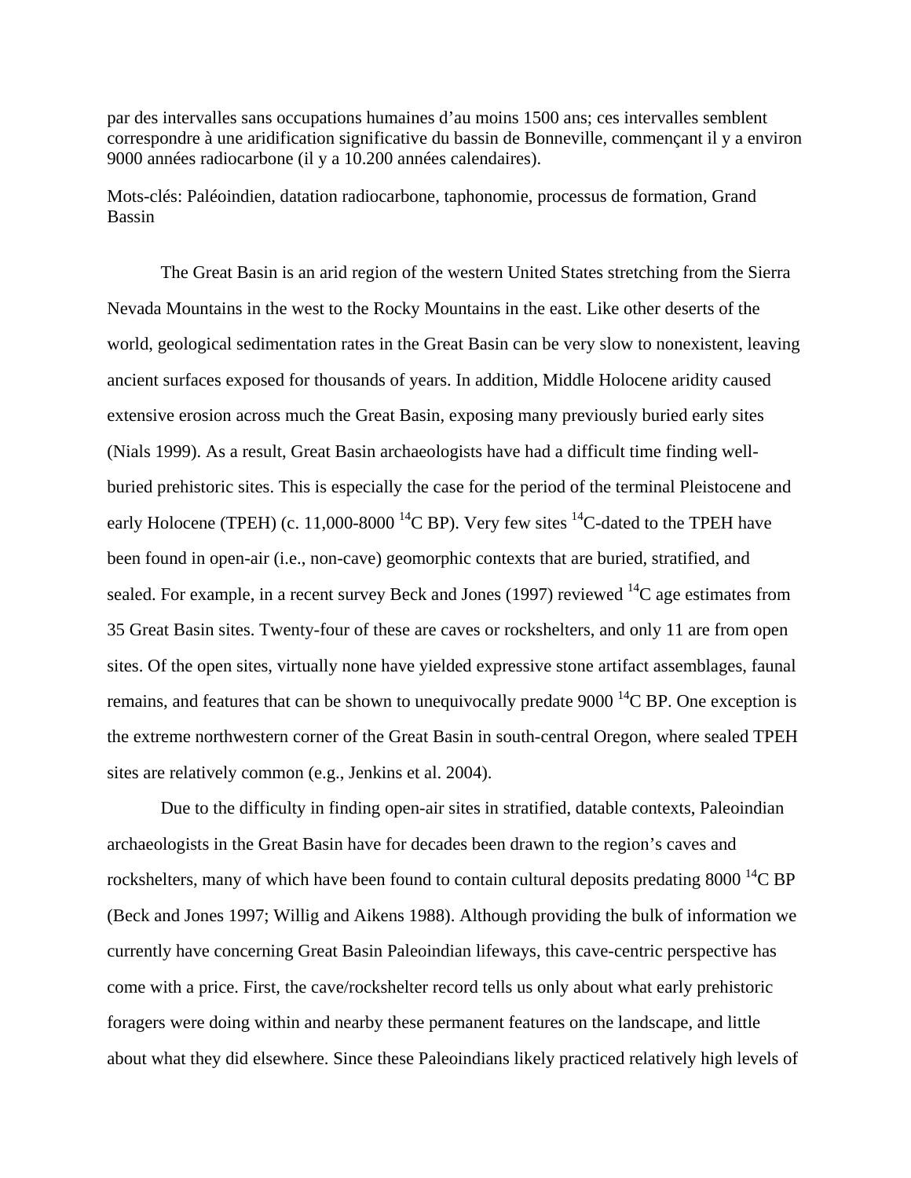par des intervalles sans occupations humaines d'au moins 1500 ans; ces intervalles semblent correspondre à une aridification significative du bassin de Bonneville, commençant il y a environ 9000 années radiocarbone (il y a 10.200 années calendaires).

Mots-clés: Paléoindien, datation radiocarbone, taphonomie, processus de formation, Grand Bassin

The Great Basin is an arid region of the western United States stretching from the Sierra Nevada Mountains in the west to the Rocky Mountains in the east. Like other deserts of the world, geological sedimentation rates in the Great Basin can be very slow to nonexistent, leaving ancient surfaces exposed for thousands of years. In addition, Middle Holocene aridity caused extensive erosion across much the Great Basin, exposing many previously buried early sites (Nials 1999). As a result, Great Basin archaeologists have had a difficult time finding well-buried prehistoric sites. This is especially the case for the period of the terminal Pleistocene and early Holocene (TPEH) (c. 11,000-8000 $^{14}$C BP). Very few sites $^{14}$C-dated to the TPEH have been found in open-air (i.e., non-cave) geomorphic contexts that are buried, stratified, and sealed. For example, in a recent survey Beck and Jones (1997) reviewed $^{14}$C age estimates from 35 Great Basin sites. Twenty-four of these are caves or rockshelters, and only 11 are from open sites. Of the open sites, virtually none have yielded expressive stone artifact assemblages, faunal remains, and features that can be shown to unequivocally predate 9000 $^{14}$C BP. One exception is the extreme northwestern corner of the Great Basin in south-central Oregon, where sealed TPEH sites are relatively common (e.g., Jenkins et al. 2004).

Due to the difficulty in finding open-air sites in stratified, datable contexts, Paleoindian archaeologists in the Great Basin have for decades been drawn to the region's caves and rockshelters, many of which have been found to contain cultural deposits predating 8000 $^{14}$C BP (Beck and Jones 1997; Willig and Aikens 1988). Although providing the bulk of information we currently have concerning Great Basin Paleoindian lifeways, this cave-centric perspective has come with a price. First, the cave/rockshelter record tells us only about what early prehistoric foragers were doing within and nearby these permanent features on the landscape, and little about what they did elsewhere. Since these Paleoindians likely practiced relatively high levels of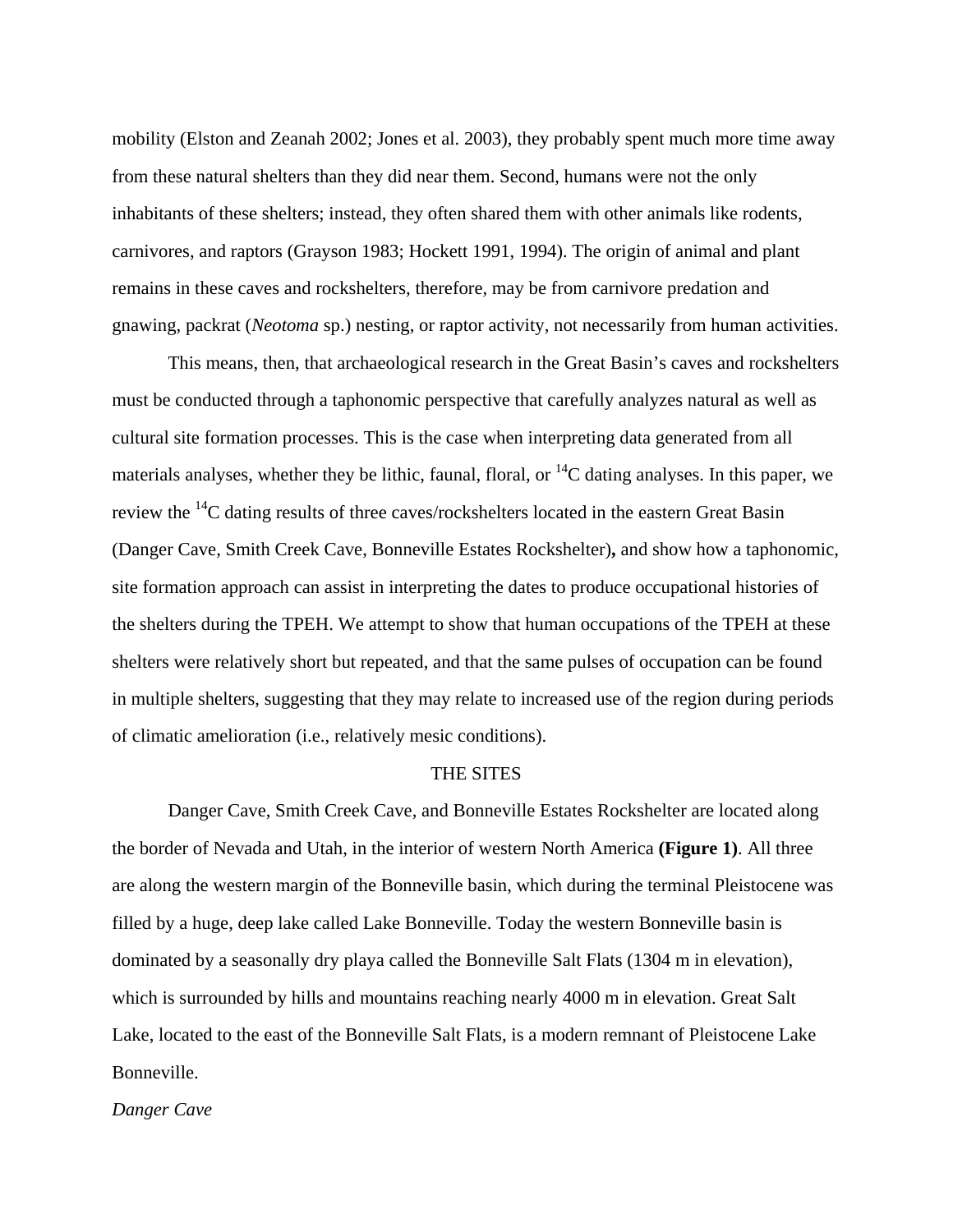mobility (Elston and Zeanah 2002; Jones et al. 2003), they probably spent much more time away from these natural shelters than they did near them. Second, humans were not the only inhabitants of these shelters; instead, they often shared them with other animals like rodents, carnivores, and raptors (Grayson 1983; Hockett 1991, 1994). The origin of animal and plant remains in these caves and rockshelters, therefore, may be from carnivore predation and gnawing, packrat (*Neotoma* sp.) nesting, or raptor activity, not necessarily from human activities.

This means, then, that archaeological research in the Great Basin's caves and rockshelters must be conducted through a taphonomic perspective that carefully analyzes natural as well as cultural site formation processes. This is the case when interpreting data generated from all materials analyses, whether they be lithic, faunal, floral, or $^{14}$C dating analyses. In this paper, we review the $^{14}$C dating results of three caves/rockshelters located in the eastern Great Basin (Danger Cave, Smith Creek Cave, Bonneville Estates Rockshelter)**,** and show how a taphonomic, site formation approach can assist in interpreting the dates to produce occupational histories of the shelters during the TPEH. We attempt to show that human occupations of the TPEH at these shelters were relatively short but repeated, and that the same pulses of occupation can be found in multiple shelters, suggesting that they may relate to increased use of the region during periods of climatic amelioration (i.e., relatively mesic conditions).

## THE SITES

Danger Cave, Smith Creek Cave, and Bonneville Estates Rockshelter are located along the border of Nevada and Utah, in the interior of western North America **(Figure 1)**. All three are along the western margin of the Bonneville basin, which during the terminal Pleistocene was filled by a huge, deep lake called Lake Bonneville. Today the western Bonneville basin is dominated by a seasonally dry playa called the Bonneville Salt Flats (1304 m in elevation), which is surrounded by hills and mountains reaching nearly 4000 m in elevation. Great Salt Lake, located to the east of the Bonneville Salt Flats, is a modern remnant of Pleistocene Lake Bonneville.

### *Danger Cave*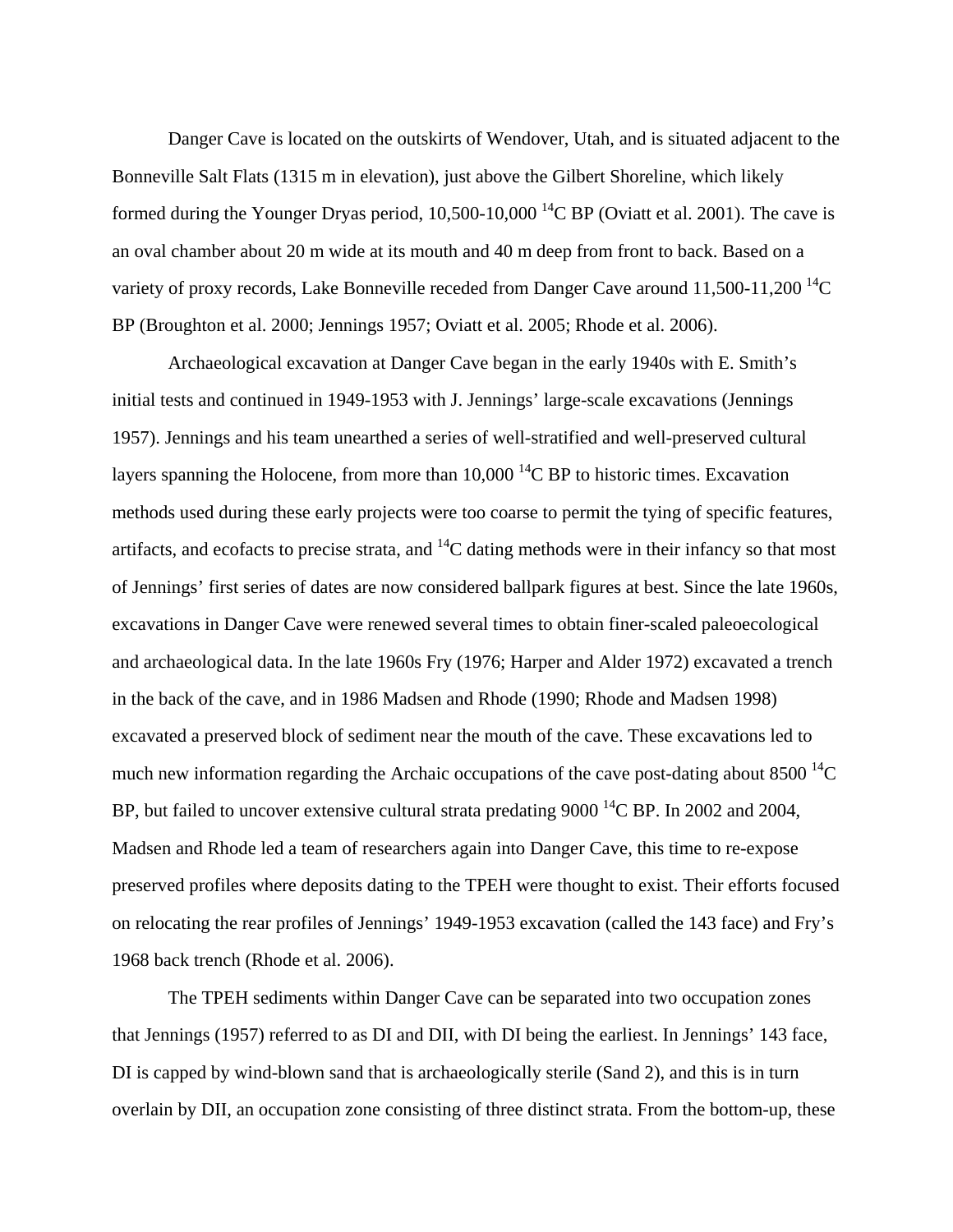Danger Cave is located on the outskirts of Wendover, Utah, and is situated adjacent to the Bonneville Salt Flats (1315 m in elevation), just above the Gilbert Shoreline, which likely formed during the Younger Dryas period, 10,500-10,000 $^{14}C$ BP (Oviatt et al. 2001). The cave is an oval chamber about 20 m wide at its mouth and 40 m deep from front to back. Based on a variety of proxy records, Lake Bonneville receded from Danger Cave around 11,500-11,200 $^{14}C$ BP (Broughton et al. 2000; Jennings 1957; Oviatt et al. 2005; Rhode et al. 2006).

Archaeological excavation at Danger Cave began in the early 1940s with E. Smith's initial tests and continued in 1949-1953 with J. Jennings' large-scale excavations (Jennings 1957). Jennings and his team unearthed a series of well-stratified and well-preserved cultural layers spanning the Holocene, from more than 10,000 $^{14}C$ BP to historic times. Excavation methods used during these early projects were too coarse to permit the tying of specific features, artifacts, and ecofacts to precise strata, and $^{14}C$ dating methods were in their infancy so that most of Jennings' first series of dates are now considered ballpark figures at best. Since the late 1960s, excavations in Danger Cave were renewed several times to obtain finer-scaled paleoecological and archaeological data. In the late 1960s Fry (1976; Harper and Alder 1972) excavated a trench in the back of the cave, and in 1986 Madsen and Rhode (1990; Rhode and Madsen 1998) excavated a preserved block of sediment near the mouth of the cave. These excavations led to much new information regarding the Archaic occupations of the cave post-dating about 8500 $^{14}C$ BP, but failed to uncover extensive cultural strata predating 9000 $^{14}C$ BP. In 2002 and 2004, Madsen and Rhode led a team of researchers again into Danger Cave, this time to re-expose preserved profiles where deposits dating to the TPEH were thought to exist. Their efforts focused on relocating the rear profiles of Jennings' 1949-1953 excavation (called the 143 face) and Fry's 1968 back trench (Rhode et al. 2006).

The TPEH sediments within Danger Cave can be separated into two occupation zones that Jennings (1957) referred to as DI and DII, with DI being the earliest. In Jennings' 143 face, DI is capped by wind-blown sand that is archaeologically sterile (Sand 2), and this is in turn overlain by DII, an occupation zone consisting of three distinct strata. From the bottom-up, these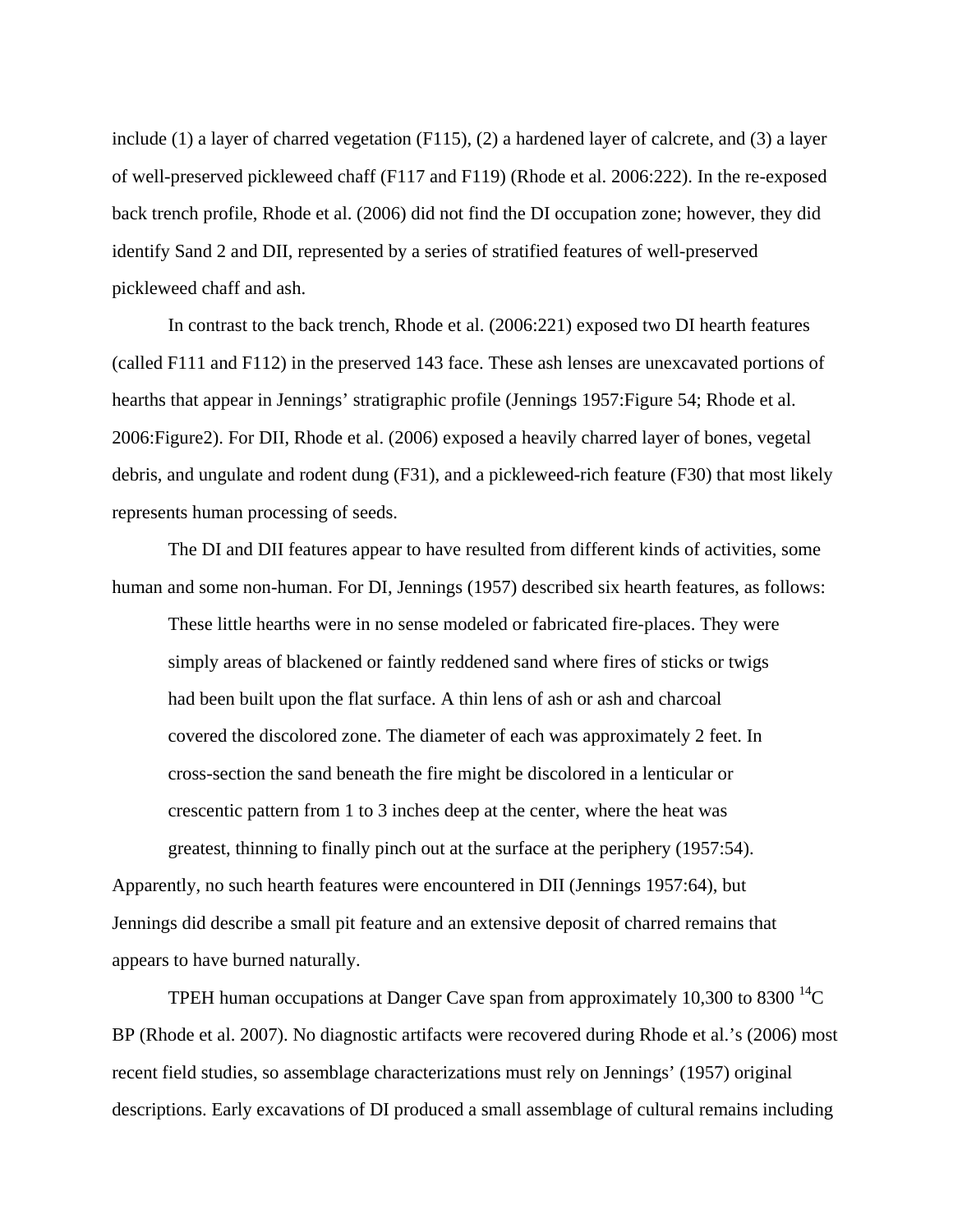include (1) a layer of charred vegetation (F115), (2) a hardened layer of calcrete, and (3) a layer of well-preserved pickleweed chaff (F117 and F119) (Rhode et al. 2006:222). In the re-exposed back trench profile, Rhode et al. (2006) did not find the DI occupation zone; however, they did identify Sand 2 and DII, represented by a series of stratified features of well-preserved pickleweed chaff and ash.

In contrast to the back trench, Rhode et al. (2006:221) exposed two DI hearth features (called F111 and F112) in the preserved 143 face. These ash lenses are unexcavated portions of hearths that appear in Jennings' stratigraphic profile (Jennings 1957:Figure 54; Rhode et al. 2006:Figure2). For DII, Rhode et al. (2006) exposed a heavily charred layer of bones, vegetal debris, and ungulate and rodent dung (F31), and a pickleweed-rich feature (F30) that most likely represents human processing of seeds.

The DI and DII features appear to have resulted from different kinds of activities, some human and some non-human. For DI, Jennings (1957) described six hearth features, as follows:

> These little hearths were in no sense modeled or fabricated fire-places. They were simply areas of blackened or faintly reddened sand where fires of sticks or twigs had been built upon the flat surface. A thin lens of ash or ash and charcoal covered the discolored zone. The diameter of each was approximately 2 feet. In cross-section the sand beneath the fire might be discolored in a lenticular or crescentic pattern from 1 to 3 inches deep at the center, where the heat was greatest, thinning to finally pinch out at the surface at the periphery (1957:54).

Apparently, no such hearth features were encountered in DII (Jennings 1957:64), but Jennings did describe a small pit feature and an extensive deposit of charred remains that appears to have burned naturally.

TPEH human occupations at Danger Cave span from approximately 10,300 to 8300 $^{14}$C BP (Rhode et al. 2007). No diagnostic artifacts were recovered during Rhode et al.'s (2006) most recent field studies, so assemblage characterizations must rely on Jennings' (1957) original descriptions. Early excavations of DI produced a small assemblage of cultural remains including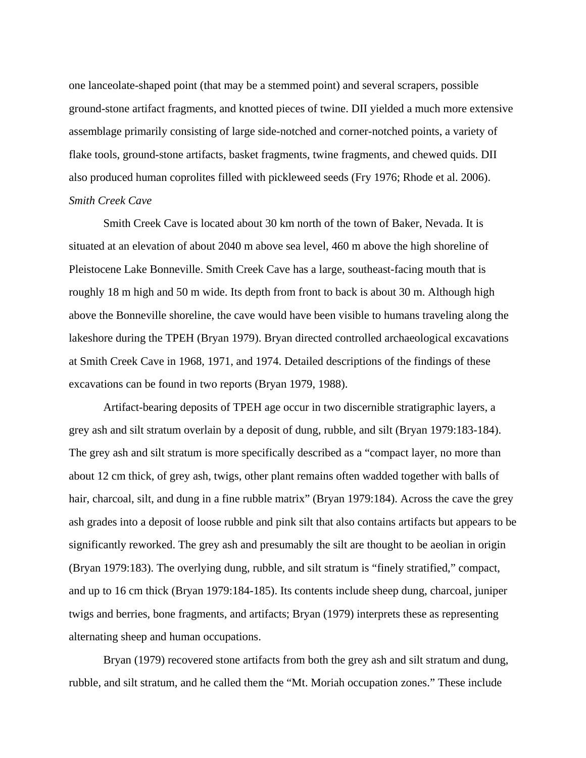one lanceolate-shaped point (that may be a stemmed point) and several scrapers, possible ground-stone artifact fragments, and knotted pieces of twine. DII yielded a much more extensive assemblage primarily consisting of large side-notched and corner-notched points, a variety of flake tools, ground-stone artifacts, basket fragments, twine fragments, and chewed quids. DII also produced human coprolites filled with pickleweed seeds (Fry 1976; Rhode et al. 2006).

*Smith Creek Cave*

Smith Creek Cave is located about 30 km north of the town of Baker, Nevada. It is situated at an elevation of about 2040 m above sea level, 460 m above the high shoreline of Pleistocene Lake Bonneville. Smith Creek Cave has a large, southeast-facing mouth that is roughly 18 m high and 50 m wide. Its depth from front to back is about 30 m. Although high above the Bonneville shoreline, the cave would have been visible to humans traveling along the lakeshore during the TPEH (Bryan 1979). Bryan directed controlled archaeological excavations at Smith Creek Cave in 1968, 1971, and 1974. Detailed descriptions of the findings of these excavations can be found in two reports (Bryan 1979, 1988).

Artifact-bearing deposits of TPEH age occur in two discernible stratigraphic layers, a grey ash and silt stratum overlain by a deposit of dung, rubble, and silt (Bryan 1979:183-184). The grey ash and silt stratum is more specifically described as a "compact layer, no more than about 12 cm thick, of grey ash, twigs, other plant remains often wadded together with balls of hair, charcoal, silt, and dung in a fine rubble matrix" (Bryan 1979:184). Across the cave the grey ash grades into a deposit of loose rubble and pink silt that also contains artifacts but appears to be significantly reworked. The grey ash and presumably the silt are thought to be aeolian in origin (Bryan 1979:183). The overlying dung, rubble, and silt stratum is "finely stratified," compact, and up to 16 cm thick (Bryan 1979:184-185). Its contents include sheep dung, charcoal, juniper twigs and berries, bone fragments, and artifacts; Bryan (1979) interprets these as representing alternating sheep and human occupations.

Bryan (1979) recovered stone artifacts from both the grey ash and silt stratum and dung, rubble, and silt stratum, and he called them the "Mt. Moriah occupation zones." These include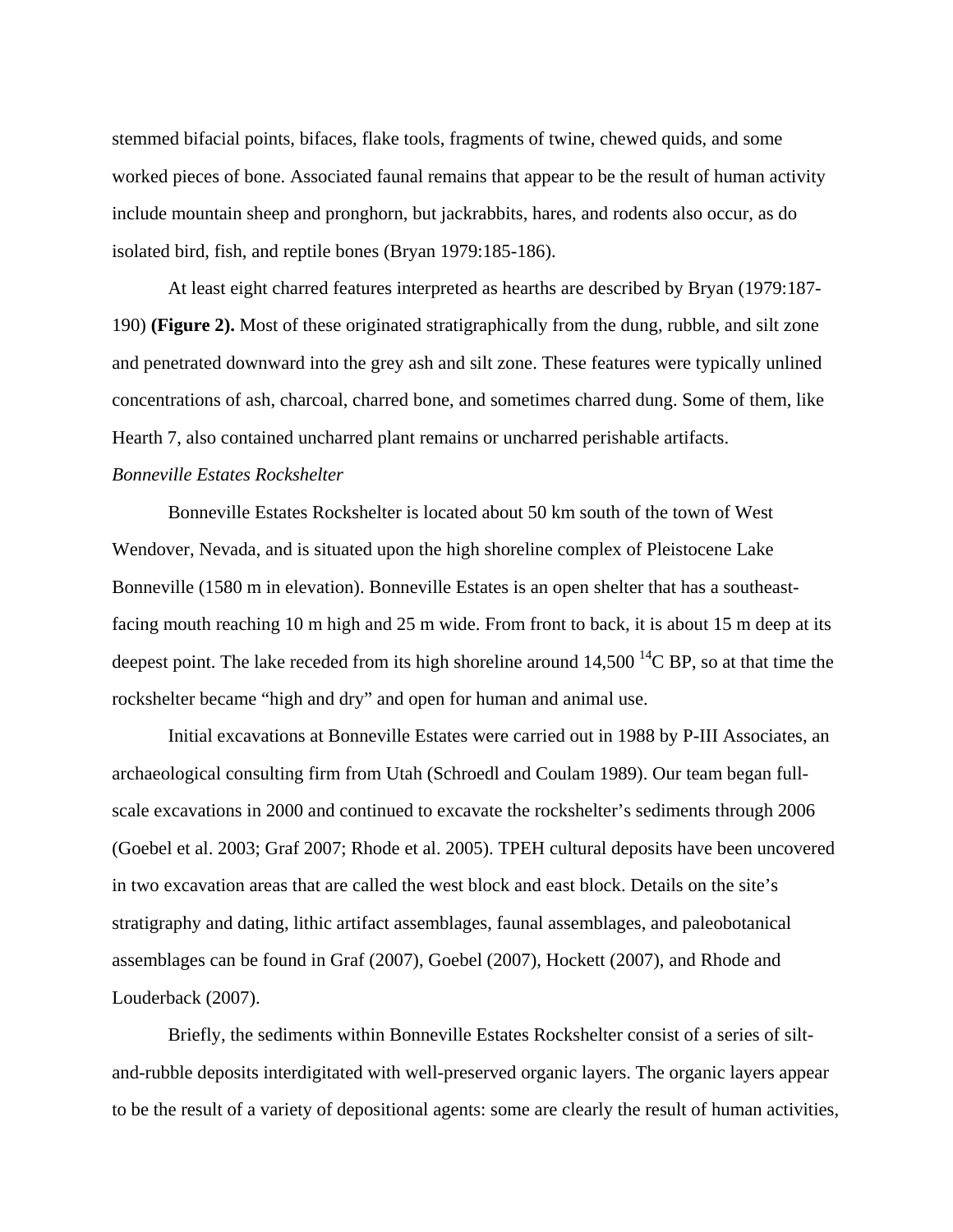stemmed bifacial points, bifaces, flake tools, fragments of twine, chewed quids, and some worked pieces of bone. Associated faunal remains that appear to be the result of human activity include mountain sheep and pronghorn, but jackrabbits, hares, and rodents also occur, as do isolated bird, fish, and reptile bones (Bryan 1979:185-186).

At least eight charred features interpreted as hearths are described by Bryan (1979:187-190) **(Figure 2).** Most of these originated stratigraphically from the dung, rubble, and silt zone and penetrated downward into the grey ash and silt zone. These features were typically unlined concentrations of ash, charcoal, charred bone, and sometimes charred dung. Some of them, like Hearth 7, also contained uncharred plant remains or uncharred perishable artifacts.

*Bonneville Estates Rockshelter*

Bonneville Estates Rockshelter is located about 50 km south of the town of West Wendover, Nevada, and is situated upon the high shoreline complex of Pleistocene Lake Bonneville (1580 m in elevation). Bonneville Estates is an open shelter that has a southeast-facing mouth reaching 10 m high and 25 m wide. From front to back, it is about 15 m deep at its deepest point. The lake receded from its high shoreline around 14,500 $^{14}$C BP, so at that time the rockshelter became "high and dry" and open for human and animal use.

Initial excavations at Bonneville Estates were carried out in 1988 by P-III Associates, an archaeological consulting firm from Utah (Schroedl and Coulam 1989). Our team began full-scale excavations in 2000 and continued to excavate the rockshelter's sediments through 2006 (Goebel et al. 2003; Graf 2007; Rhode et al. 2005). TPEH cultural deposits have been uncovered in two excavation areas that are called the west block and east block. Details on the site's stratigraphy and dating, lithic artifact assemblages, faunal assemblages, and paleobotanical assemblages can be found in Graf (2007), Goebel (2007), Hockett (2007), and Rhode and Louderback (2007).

Briefly, the sediments within Bonneville Estates Rockshelter consist of a series of silt-and-rubble deposits interdigitated with well-preserved organic layers. The organic layers appear to be the result of a variety of depositional agents: some are clearly the result of human activities,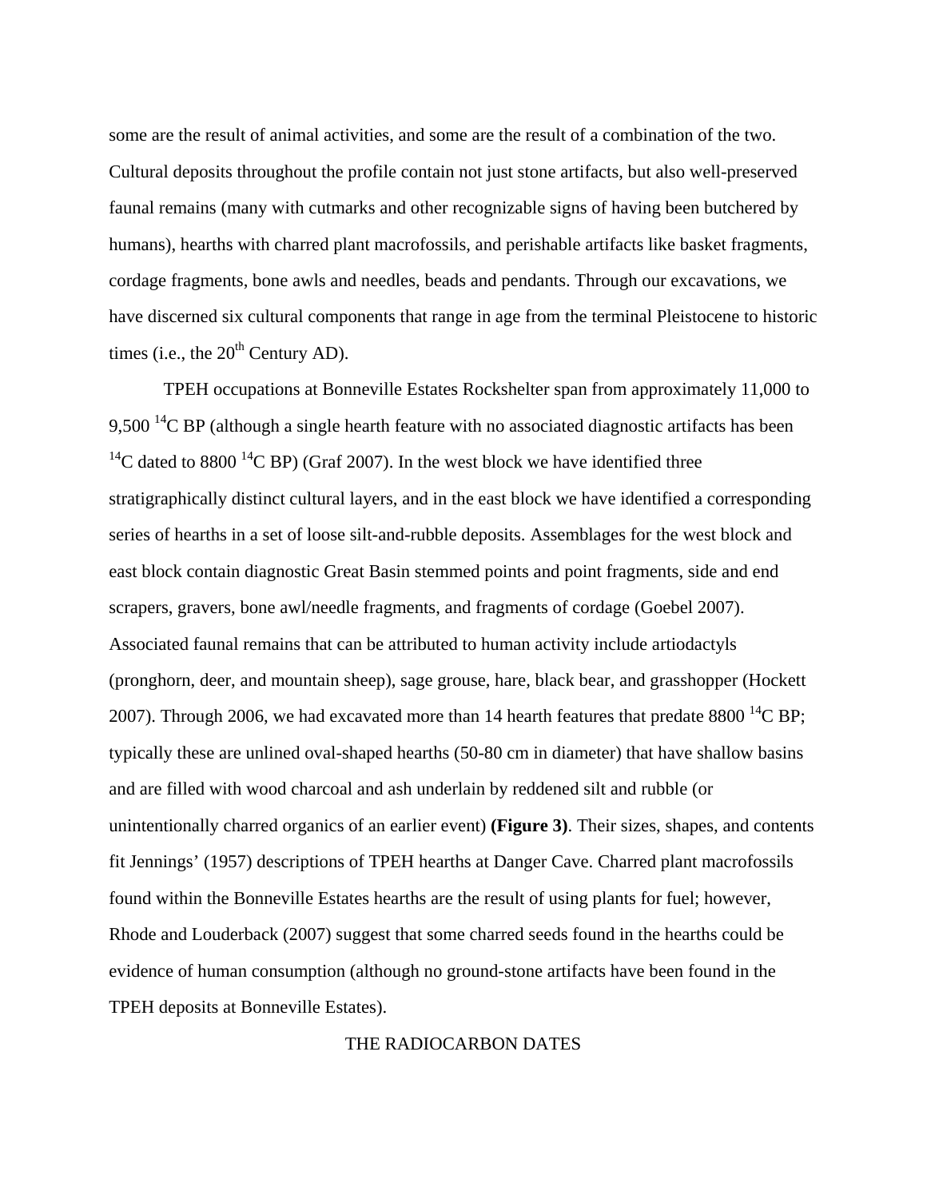some are the result of animal activities, and some are the result of a combination of the two. Cultural deposits throughout the profile contain not just stone artifacts, but also well-preserved faunal remains (many with cutmarks and other recognizable signs of having been butchered by humans), hearths with charred plant macrofossils, and perishable artifacts like basket fragments, cordage fragments, bone awls and needles, beads and pendants. Through our excavations, we have discerned six cultural components that range in age from the terminal Pleistocene to historic times (i.e., the 20$^{th}$ Century AD).

TPEH occupations at Bonneville Estates Rockshelter span from approximately 11,000 to 9,500 $^{14}$C BP (although a single hearth feature with no associated diagnostic artifacts has been $^{14}$C dated to 8800 $^{14}$C BP) (Graf 2007). In the west block we have identified three stratigraphically distinct cultural layers, and in the east block we have identified a corresponding series of hearths in a set of loose silt-and-rubble deposits. Assemblages for the west block and east block contain diagnostic Great Basin stemmed points and point fragments, side and end scrapers, gravers, bone awl/needle fragments, and fragments of cordage (Goebel 2007). Associated faunal remains that can be attributed to human activity include artiodactyls (pronghorn, deer, and mountain sheep), sage grouse, hare, black bear, and grasshopper (Hockett 2007). Through 2006, we had excavated more than 14 hearth features that predate 8800 $^{14}$C BP; typically these are unlined oval-shaped hearths (50-80 cm in diameter) that have shallow basins and are filled with wood charcoal and ash underlain by reddened silt and rubble (or unintentionally charred organics of an earlier event) **(Figure 3)**. Their sizes, shapes, and contents fit Jennings' (1957) descriptions of TPEH hearths at Danger Cave. Charred plant macrofossils found within the Bonneville Estates hearths are the result of using plants for fuel; however, Rhode and Louderback (2007) suggest that some charred seeds found in the hearths could be evidence of human consumption (although no ground-stone artifacts have been found in the TPEH deposits at Bonneville Estates).

## THE RADIOCARBON DATES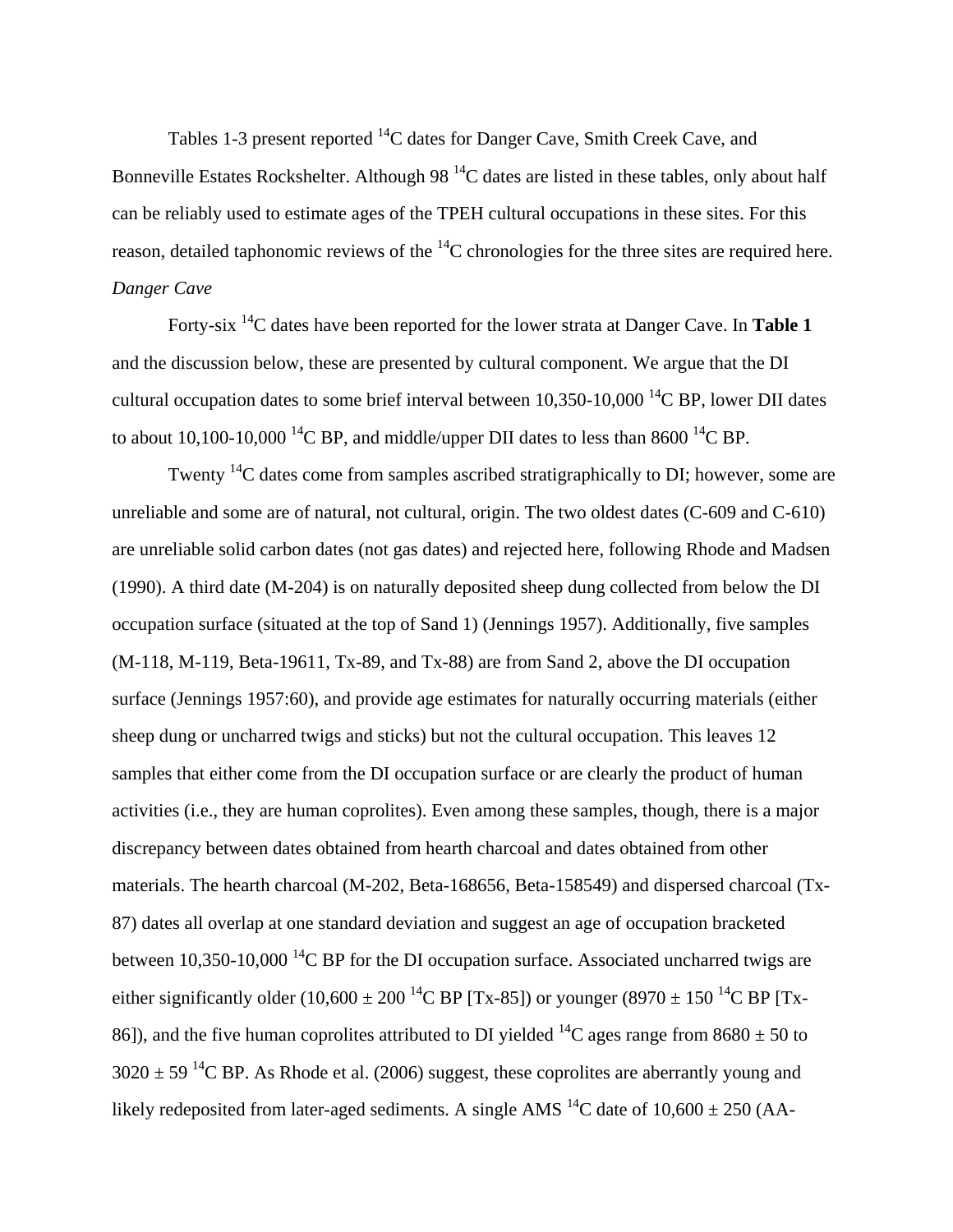Tables 1-3 present reported $^{14}C$ dates for Danger Cave, Smith Creek Cave, and Bonneville Estates Rockshelter. Although 98 $^{14}C$ dates are listed in these tables, only about half can be reliably used to estimate ages of the TPEH cultural occupations in these sites. For this reason, detailed taphonomic reviews of the $^{14}C$ chronologies for the three sites are required here.

*Danger Cave*

Forty-six $^{14}C$ dates have been reported for the lower strata at Danger Cave. In **Table 1** and the discussion below, these are presented by cultural component. We argue that the DI cultural occupation dates to some brief interval between 10,350-10,000 $^{14}C$ BP, lower DII dates to about 10,100-10,000 $^{14}C$ BP, and middle/upper DII dates to less than 8600 $^{14}C$ BP.

Twenty $^{14}C$ dates come from samples ascribed stratigraphically to DI; however, some are unreliable and some are of natural, not cultural, origin. The two oldest dates (C-609 and C-610) are unreliable solid carbon dates (not gas dates) and rejected here, following Rhode and Madsen (1990). A third date (M-204) is on naturally deposited sheep dung collected from below the DI occupation surface (situated at the top of Sand 1) (Jennings 1957). Additionally, five samples (M-118, M-119, Beta-19611, Tx-89, and Tx-88) are from Sand 2, above the DI occupation surface (Jennings 1957:60), and provide age estimates for naturally occurring materials (either sheep dung or uncharred twigs and sticks) but not the cultural occupation. This leaves 12 samples that either come from the DI occupation surface or are clearly the product of human activities (i.e., they are human coprolites). Even among these samples, though, there is a major discrepancy between dates obtained from hearth charcoal and dates obtained from other materials. The hearth charcoal (M-202, Beta-168656, Beta-158549) and dispersed charcoal (Tx-87) dates all overlap at one standard deviation and suggest an age of occupation bracketed between 10,350-10,000 $^{14}C$ BP for the DI occupation surface. Associated uncharred twigs are either significantly older (10,600 ± 200 $^{14}C$ BP [Tx-85]) or younger (8970 ± 150 $^{14}C$ BP [Tx-86]), and the five human coprolites attributed to DI yielded $^{14}C$ ages range from 8680 ± 50 to 3020 ± 59 $^{14}C$ BP. As Rhode et al. (2006) suggest, these coprolites are aberrantly young and likely redeposited from later-aged sediments. A single AMS $^{14}C$ date of 10,600 ± 250 (AA-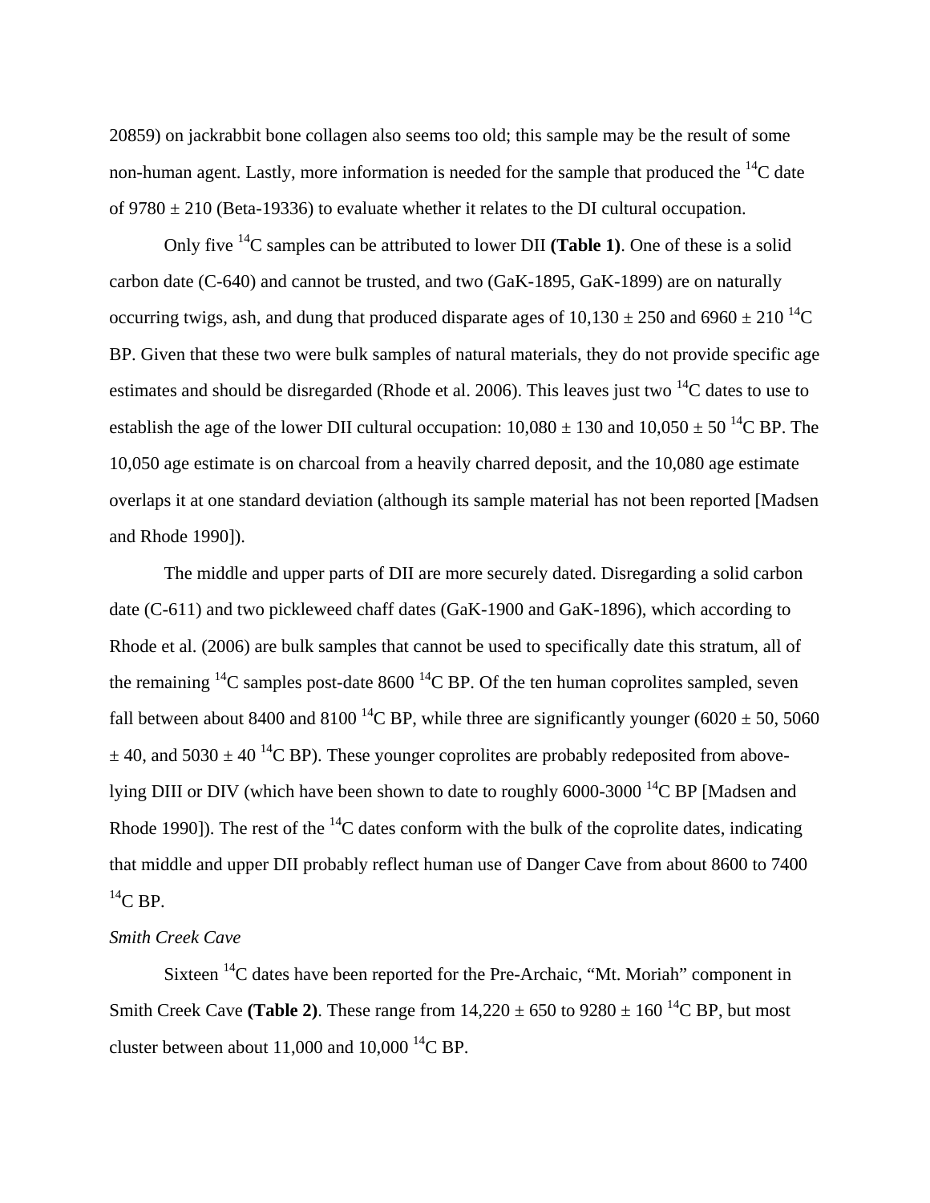20859) on jackrabbit bone collagen also seems too old; this sample may be the result of some non-human agent. Lastly, more information is needed for the sample that produced the $^{14}$C date of 9780 ± 210 (Beta-19336) to evaluate whether it relates to the DI cultural occupation.

Only five $^{14}$C samples can be attributed to lower DII **(Table 1)**. One of these is a solid carbon date (C-640) and cannot be trusted, and two (GaK-1895, GaK-1899) are on naturally occurring twigs, ash, and dung that produced disparate ages of 10,130 ± 250 and 6960 ± 210 $^{14}$C BP. Given that these two were bulk samples of natural materials, they do not provide specific age estimates and should be disregarded (Rhode et al. 2006). This leaves just two $^{14}$C dates to use to establish the age of the lower DII cultural occupation: 10,080 ± 130 and 10,050 ± 50 $^{14}$C BP. The 10,050 age estimate is on charcoal from a heavily charred deposit, and the 10,080 age estimate overlaps it at one standard deviation (although its sample material has not been reported [Madsen and Rhode 1990]).

The middle and upper parts of DII are more securely dated. Disregarding a solid carbon date (C-611) and two pickleweed chaff dates (GaK-1900 and GaK-1896), which according to Rhode et al. (2006) are bulk samples that cannot be used to specifically date this stratum, all of the remaining $^{14}$C samples post-date 8600 $^{14}$C BP. Of the ten human coprolites sampled, seven fall between about 8400 and 8100 $^{14}$C BP, while three are significantly younger (6020 ± 50, 5060 ± 40, and 5030 ± 40 $^{14}$C BP). These younger coprolites are probably redeposited from above-lying DIII or DIV (which have been shown to date to roughly 6000-3000 $^{14}$C BP [Madsen and Rhode 1990]). The rest of the $^{14}$C dates conform with the bulk of the coprolite dates, indicating that middle and upper DII probably reflect human use of Danger Cave from about 8600 to 7400 $^{14}$C BP.

*Smith Creek Cave*

Sixteen $^{14}$C dates have been reported for the Pre-Archaic, "Mt. Moriah" component in Smith Creek Cave **(Table 2)**. These range from 14,220 ± 650 to 9280 ± 160 $^{14}$C BP, but most cluster between about 11,000 and 10,000 $^{14}$C BP.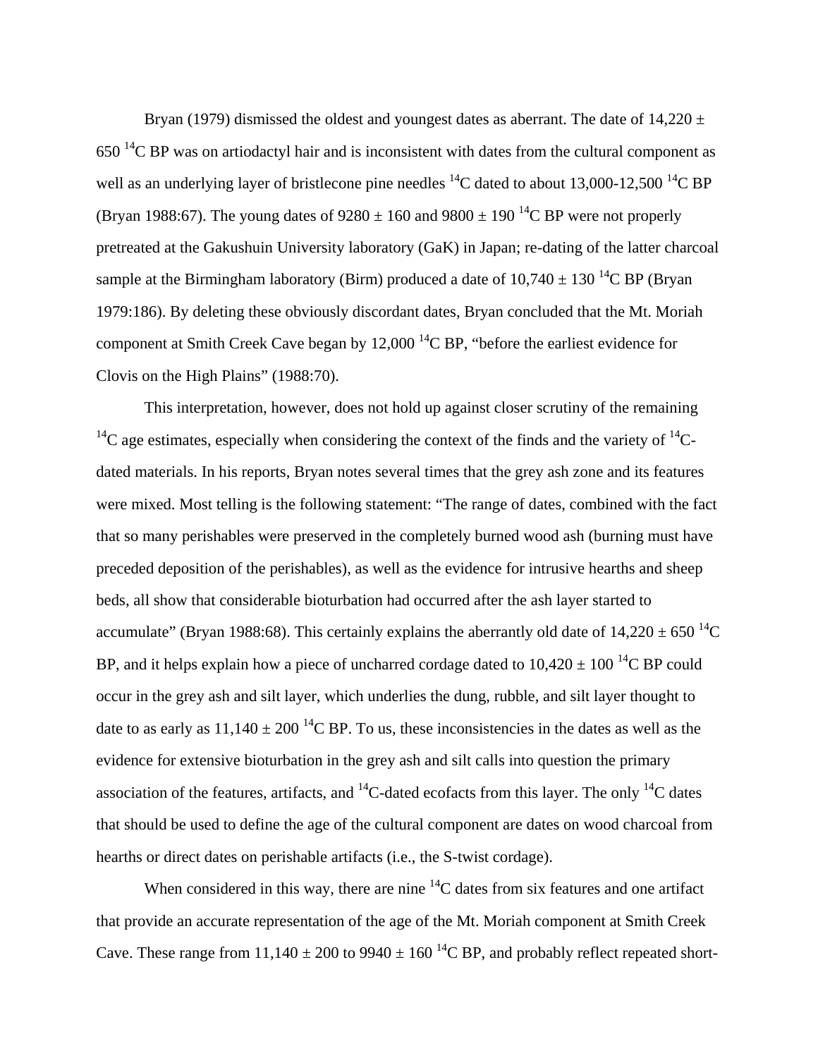Bryan (1979) dismissed the oldest and youngest dates as aberrant. The date of 14,220 ± 650 $^{14}$C BP was on artiodactyl hair and is inconsistent with dates from the cultural component as well as an underlying layer of bristlecone pine needles $^{14}$C dated to about 13,000-12,500 $^{14}$C BP (Bryan 1988:67). The young dates of 9280 ± 160 and 9800 ± 190 $^{14}$C BP were not properly pretreated at the Gakushuin University laboratory (GaK) in Japan; re-dating of the latter charcoal sample at the Birmingham laboratory (Birm) produced a date of 10,740 ± 130 $^{14}$C BP (Bryan 1979:186). By deleting these obviously discordant dates, Bryan concluded that the Mt. Moriah component at Smith Creek Cave began by 12,000 $^{14}$C BP, "before the earliest evidence for Clovis on the High Plains" (1988:70).

This interpretation, however, does not hold up against closer scrutiny of the remaining $^{14}$C age estimates, especially when considering the context of the finds and the variety of $^{14}$C-dated materials. In his reports, Bryan notes several times that the grey ash zone and its features were mixed. Most telling is the following statement: "The range of dates, combined with the fact that so many perishables were preserved in the completely burned wood ash (burning must have preceded deposition of the perishables), as well as the evidence for intrusive hearths and sheep beds, all show that considerable bioturbation had occurred after the ash layer started to accumulate" (Bryan 1988:68). This certainly explains the aberrantly old date of 14,220 ± 650 $^{14}$C BP, and it helps explain how a piece of uncharred cordage dated to 10,420 ± 100 $^{14}$C BP could occur in the grey ash and silt layer, which underlies the dung, rubble, and silt layer thought to date to as early as 11,140 ± 200 $^{14}$C BP. To us, these inconsistencies in the dates as well as the evidence for extensive bioturbation in the grey ash and silt calls into question the primary association of the features, artifacts, and $^{14}$C-dated ecofacts from this layer. The only $^{14}$C dates that should be used to define the age of the cultural component are dates on wood charcoal from hearths or direct dates on perishable artifacts (i.e., the S-twist cordage).

When considered in this way, there are nine $^{14}$C dates from six features and one artifact that provide an accurate representation of the age of the Mt. Moriah component at Smith Creek Cave. These range from 11,140 ± 200 to 9940 ± 160 $^{14}$C BP, and probably reflect repeated short-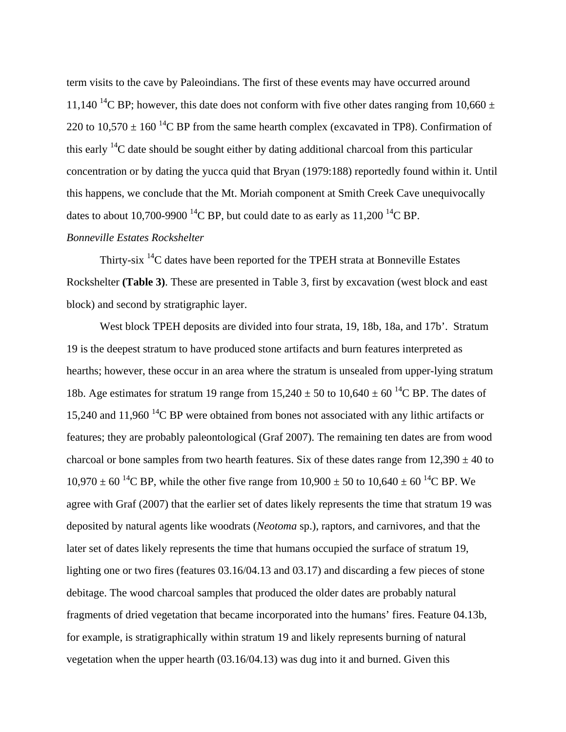term visits to the cave by Paleoindians. The first of these events may have occurred around 11,140 $^{14}$C BP; however, this date does not conform with five other dates ranging from 10,660 ± 220 to 10,570 ± 160 $^{14}$C BP from the same hearth complex (excavated in TP8). Confirmation of this early $^{14}$C date should be sought either by dating additional charcoal from this particular concentration or by dating the yucca quid that Bryan (1979:188) reportedly found within it. Until this happens, we conclude that the Mt. Moriah component at Smith Creek Cave unequivocally dates to about 10,700-9900 $^{14}$C BP, but could date to as early as 11,200 $^{14}$C BP.

*Bonneville Estates Rockshelter*

Thirty-six $^{14}$C dates have been reported for the TPEH strata at Bonneville Estates Rockshelter **(Table 3)**. These are presented in Table 3, first by excavation (west block and east block) and second by stratigraphic layer.

West block TPEH deposits are divided into four strata, 19, 18b, 18a, and 17b'. Stratum 19 is the deepest stratum to have produced stone artifacts and burn features interpreted as hearths; however, these occur in an area where the stratum is unsealed from upper-lying stratum 18b. Age estimates for stratum 19 range from 15,240 ± 50 to 10,640 ± 60 $^{14}$C BP. The dates of 15,240 and 11,960 $^{14}$C BP were obtained from bones not associated with any lithic artifacts or features; they are probably paleontological (Graf 2007). The remaining ten dates are from wood charcoal or bone samples from two hearth features. Six of these dates range from 12,390 ± 40 to 10,970 ± 60 $^{14}$C BP, while the other five range from 10,900 ± 50 to 10,640 ± 60 $^{14}$C BP. We agree with Graf (2007) that the earlier set of dates likely represents the time that stratum 19 was deposited by natural agents like woodrats (*Neotoma* sp.), raptors, and carnivores, and that the later set of dates likely represents the time that humans occupied the surface of stratum 19, lighting one or two fires (features 03.16/04.13 and 03.17) and discarding a few pieces of stone debitage. The wood charcoal samples that produced the older dates are probably natural fragments of dried vegetation that became incorporated into the humans' fires. Feature 04.13b, for example, is stratigraphically within stratum 19 and likely represents burning of natural vegetation when the upper hearth (03.16/04.13) was dug into it and burned. Given this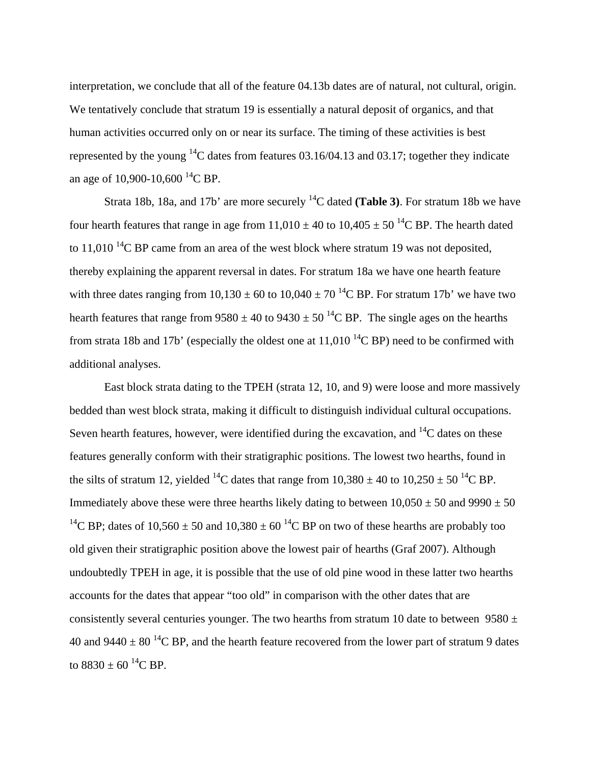interpretation, we conclude that all of the feature 04.13b dates are of natural, not cultural, origin. We tentatively conclude that stratum 19 is essentially a natural deposit of organics, and that human activities occurred only on or near its surface. The timing of these activities is best represented by the young $^{14}$C dates from features 03.16/04.13 and 03.17; together they indicate an age of 10,900-10,600 $^{14}$C BP.

Strata 18b, 18a, and 17b' are more securely $^{14}$C dated **(Table 3)**. For stratum 18b we have four hearth features that range in age from 11,010 ± 40 to 10,405 ± 50 $^{14}$C BP. The hearth dated to 11,010 $^{14}$C BP came from an area of the west block where stratum 19 was not deposited, thereby explaining the apparent reversal in dates. For stratum 18a we have one hearth feature with three dates ranging from 10,130 ± 60 to 10,040 ± 70 $^{14}$C BP. For stratum 17b' we have two hearth features that range from 9580 ± 40 to 9430 ± 50 $^{14}$C BP. The single ages on the hearths from strata 18b and 17b' (especially the oldest one at 11,010 $^{14}$C BP) need to be confirmed with additional analyses.

East block strata dating to the TPEH (strata 12, 10, and 9) were loose and more massively bedded than west block strata, making it difficult to distinguish individual cultural occupations. Seven hearth features, however, were identified during the excavation, and $^{14}$C dates on these features generally conform with their stratigraphic positions. The lowest two hearths, found in the silts of stratum 12, yielded $^{14}$C dates that range from 10,380 ± 40 to 10,250 ± 50 $^{14}$C BP. Immediately above these were three hearths likely dating to between 10,050 ± 50 and 9990 ± 50 $^{14}$C BP; dates of 10,560 ± 50 and 10,380 ± 60 $^{14}$C BP on two of these hearths are probably too old given their stratigraphic position above the lowest pair of hearths (Graf 2007). Although undoubtedly TPEH in age, it is possible that the use of old pine wood in these latter two hearths accounts for the dates that appear "too old" in comparison with the other dates that are consistently several centuries younger. The two hearths from stratum 10 date to between 9580 ± 40 and 9440 ± 80 $^{14}$C BP, and the hearth feature recovered from the lower part of stratum 9 dates to 8830 ± 60 $^{14}$C BP.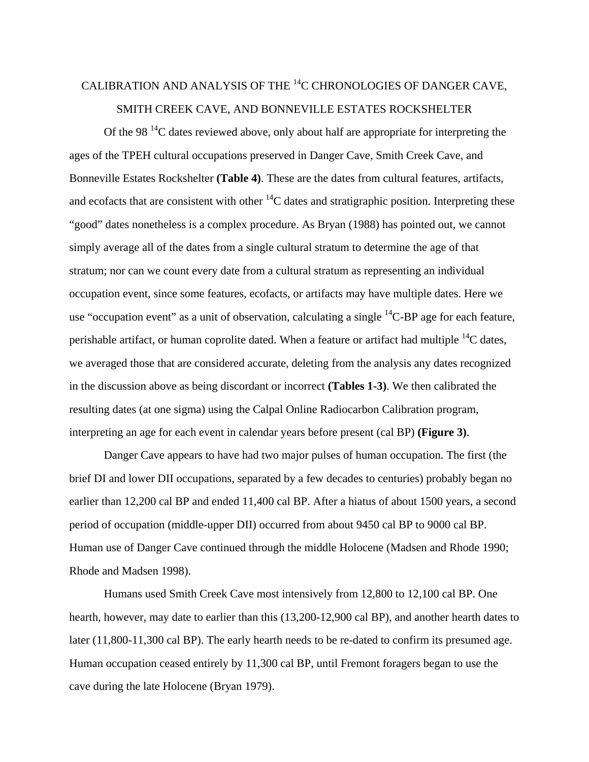## CALIBRATION AND ANALYSIS OF THE $^{14}C$ CHRONOLOGIES OF DANGER CAVE, SMITH CREEK CAVE, AND BONNEVILLE ESTATES ROCKSHELTER

Of the 98 $^{14}C$ dates reviewed above, only about half are appropriate for interpreting the ages of the TPEH cultural occupations preserved in Danger Cave, Smith Creek Cave, and Bonneville Estates Rockshelter **(Table 4)**. These are the dates from cultural features, artifacts, and ecofacts that are consistent with other $^{14}C$ dates and stratigraphic position. Interpreting these "good" dates nonetheless is a complex procedure. As Bryan (1988) has pointed out, we cannot simply average all of the dates from a single cultural stratum to determine the age of that stratum; nor can we count every date from a cultural stratum as representing an individual occupation event, since some features, ecofacts, or artifacts may have multiple dates. Here we use "occupation event" as a unit of observation, calculating a single $^{14}C$-BP age for each feature, perishable artifact, or human coprolite dated. When a feature or artifact had multiple $^{14}C$ dates, we averaged those that are considered accurate, deleting from the analysis any dates recognized in the discussion above as being discordant or incorrect **(Tables 1-3)**. We then calibrated the resulting dates (at one sigma) using the Calpal Online Radiocarbon Calibration program, interpreting an age for each event in calendar years before present (cal BP) **(Figure 3)**.

Danger Cave appears to have had two major pulses of human occupation. The first (the brief DI and lower DII occupations, separated by a few decades to centuries) probably began no earlier than 12,200 cal BP and ended 11,400 cal BP. After a hiatus of about 1500 years, a second period of occupation (middle-upper DII) occurred from about 9450 cal BP to 9000 cal BP. Human use of Danger Cave continued through the middle Holocene (Madsen and Rhode 1990; Rhode and Madsen 1998).

Humans used Smith Creek Cave most intensively from 12,800 to 12,100 cal BP. One hearth, however, may date to earlier than this (13,200-12,900 cal BP), and another hearth dates to later (11,800-11,300 cal BP). The early hearth needs to be re-dated to confirm its presumed age. Human occupation ceased entirely by 11,300 cal BP, until Fremont foragers began to use the cave during the late Holocene (Bryan 1979).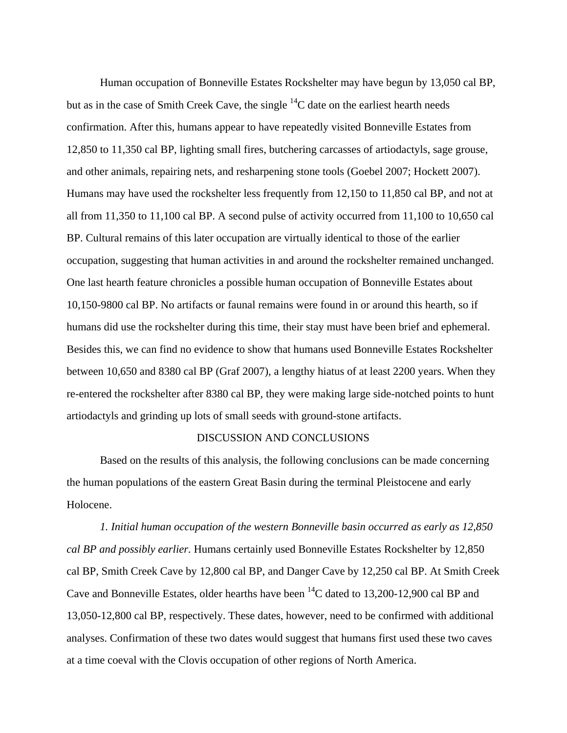Human occupation of Bonneville Estates Rockshelter may have begun by 13,050 cal BP, but as in the case of Smith Creek Cave, the single $^{14}C$ date on the earliest hearth needs confirmation. After this, humans appear to have repeatedly visited Bonneville Estates from 12,850 to 11,350 cal BP, lighting small fires, butchering carcasses of artiodactyls, sage grouse, and other animals, repairing nets, and resharpening stone tools (Goebel 2007; Hockett 2007). Humans may have used the rockshelter less frequently from 12,150 to 11,850 cal BP, and not at all from 11,350 to 11,100 cal BP. A second pulse of activity occurred from 11,100 to 10,650 cal BP. Cultural remains of this later occupation are virtually identical to those of the earlier occupation, suggesting that human activities in and around the rockshelter remained unchanged. One last hearth feature chronicles a possible human occupation of Bonneville Estates about 10,150-9800 cal BP. No artifacts or faunal remains were found in or around this hearth, so if humans did use the rockshelter during this time, their stay must have been brief and ephemeral. Besides this, we can find no evidence to show that humans used Bonneville Estates Rockshelter between 10,650 and 8380 cal BP (Graf 2007), a lengthy hiatus of at least 2200 years. When they re-entered the rockshelter after 8380 cal BP, they were making large side-notched points to hunt artiodactyls and grinding up lots of small seeds with ground-stone artifacts.

## DISCUSSION AND CONCLUSIONS

Based on the results of this analysis, the following conclusions can be made concerning the human populations of the eastern Great Basin during the terminal Pleistocene and early Holocene.

*1. Initial human occupation of the western Bonneville basin occurred as early as 12,850 cal BP and possibly earlier.* Humans certainly used Bonneville Estates Rockshelter by 12,850 cal BP, Smith Creek Cave by 12,800 cal BP, and Danger Cave by 12,250 cal BP. At Smith Creek Cave and Bonneville Estates, older hearths have been $^{14}C$ dated to 13,200-12,900 cal BP and 13,050-12,800 cal BP, respectively. These dates, however, need to be confirmed with additional analyses. Confirmation of these two dates would suggest that humans first used these two caves at a time coeval with the Clovis occupation of other regions of North America.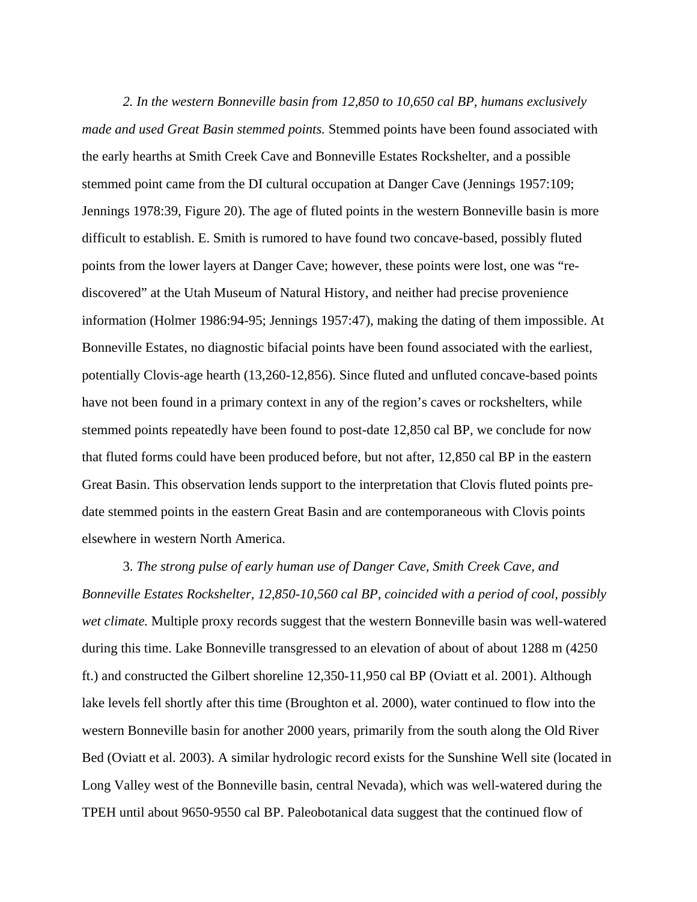2. *In the western Bonneville basin from 12,850 to 10,650 cal BP, humans exclusively made and used Great Basin stemmed points.* Stemmed points have been found associated with the early hearths at Smith Creek Cave and Bonneville Estates Rockshelter, and a possible stemmed point came from the DI cultural occupation at Danger Cave (Jennings 1957:109; Jennings 1978:39, Figure 20). The age of fluted points in the western Bonneville basin is more difficult to establish. E. Smith is rumored to have found two concave-based, possibly fluted points from the lower layers at Danger Cave; however, these points were lost, one was "re-discovered" at the Utah Museum of Natural History, and neither had precise provenience information (Holmer 1986:94-95; Jennings 1957:47), making the dating of them impossible. At Bonneville Estates, no diagnostic bifacial points have been found associated with the earliest, potentially Clovis-age hearth (13,260-12,856). Since fluted and unfluted concave-based points have not been found in a primary context in any of the region's caves or rockshelters, while stemmed points repeatedly have been found to post-date 12,850 cal BP, we conclude for now that fluted forms could have been produced before, but not after, 12,850 cal BP in the eastern Great Basin. This observation lends support to the interpretation that Clovis fluted points pre-date stemmed points in the eastern Great Basin and are contemporaneous with Clovis points elsewhere in western North America.

3. *The strong pulse of early human use of Danger Cave, Smith Creek Cave, and Bonneville Estates Rockshelter, 12,850-10,560 cal BP, coincided with a period of cool, possibly wet climate.* Multiple proxy records suggest that the western Bonneville basin was well-watered during this time. Lake Bonneville transgressed to an elevation of about of about 1288 m (4250 ft.) and constructed the Gilbert shoreline 12,350-11,950 cal BP (Oviatt et al. 2001). Although lake levels fell shortly after this time (Broughton et al. 2000), water continued to flow into the western Bonneville basin for another 2000 years, primarily from the south along the Old River Bed (Oviatt et al. 2003). A similar hydrologic record exists for the Sunshine Well site (located in Long Valley west of the Bonneville basin, central Nevada), which was well-watered during the TPEH until about 9650-9550 cal BP. Paleobotanical data suggest that the continued flow of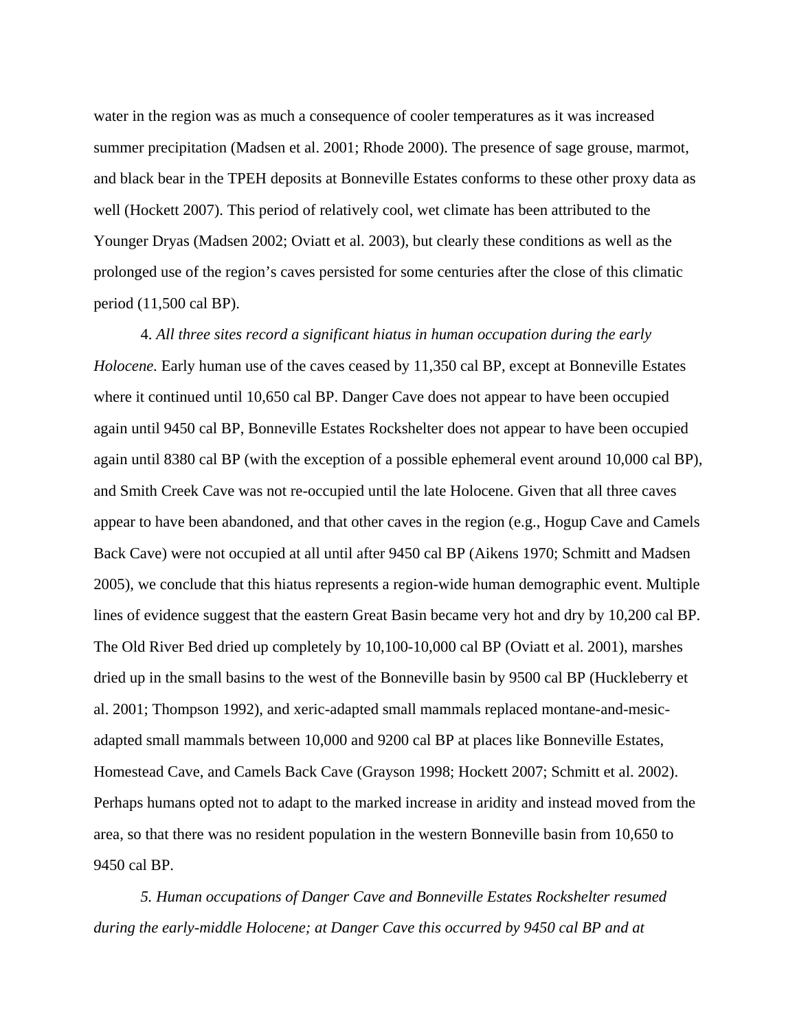water in the region was as much a consequence of cooler temperatures as it was increased summer precipitation (Madsen et al. 2001; Rhode 2000). The presence of sage grouse, marmot, and black bear in the TPEH deposits at Bonneville Estates conforms to these other proxy data as well (Hockett 2007). This period of relatively cool, wet climate has been attributed to the Younger Dryas (Madsen 2002; Oviatt et al. 2003), but clearly these conditions as well as the prolonged use of the region's caves persisted for some centuries after the close of this climatic period (11,500 cal BP).

4. *All three sites record a significant hiatus in human occupation during the early Holocene.* Early human use of the caves ceased by 11,350 cal BP, except at Bonneville Estates where it continued until 10,650 cal BP. Danger Cave does not appear to have been occupied again until 9450 cal BP, Bonneville Estates Rockshelter does not appear to have been occupied again until 8380 cal BP (with the exception of a possible ephemeral event around 10,000 cal BP), and Smith Creek Cave was not re-occupied until the late Holocene. Given that all three caves appear to have been abandoned, and that other caves in the region (e.g., Hogup Cave and Camels Back Cave) were not occupied at all until after 9450 cal BP (Aikens 1970; Schmitt and Madsen 2005), we conclude that this hiatus represents a region-wide human demographic event. Multiple lines of evidence suggest that the eastern Great Basin became very hot and dry by 10,200 cal BP. The Old River Bed dried up completely by 10,100-10,000 cal BP (Oviatt et al. 2001), marshes dried up in the small basins to the west of the Bonneville basin by 9500 cal BP (Huckleberry et al. 2001; Thompson 1992), and xeric-adapted small mammals replaced montane-and-mesic-adapted small mammals between 10,000 and 9200 cal BP at places like Bonneville Estates, Homestead Cave, and Camels Back Cave (Grayson 1998; Hockett 2007; Schmitt et al. 2002). Perhaps humans opted not to adapt to the marked increase in aridity and instead moved from the area, so that there was no resident population in the western Bonneville basin from 10,650 to 9450 cal BP.

*5. Human occupations of Danger Cave and Bonneville Estates Rockshelter resumed during the early-middle Holocene; at Danger Cave this occurred by 9450 cal BP and at*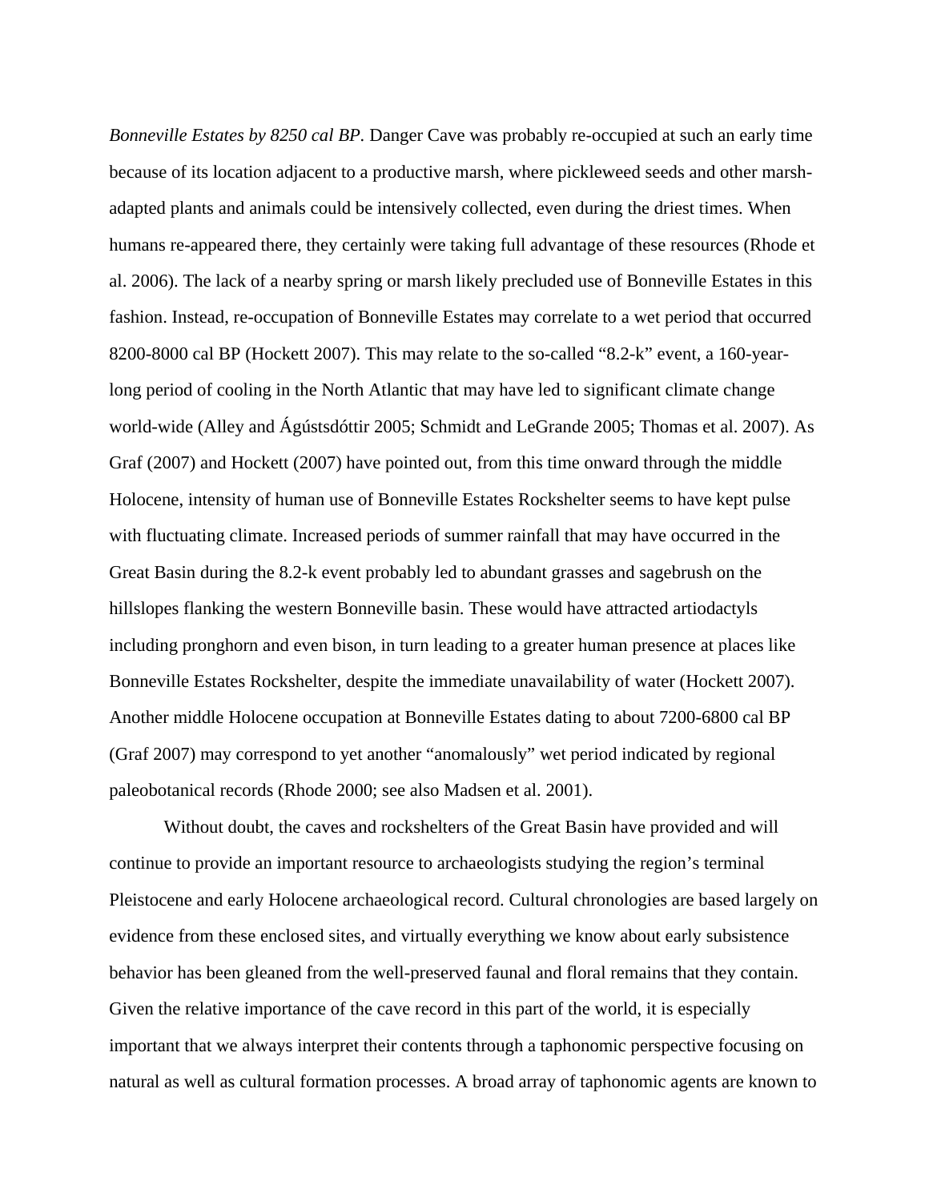*Bonneville Estates by 8250 cal BP*. Danger Cave was probably re-occupied at such an early time because of its location adjacent to a productive marsh, where pickleweed seeds and other marsh-adapted plants and animals could be intensively collected, even during the driest times. When humans re-appeared there, they certainly were taking full advantage of these resources (Rhode et al. 2006). The lack of a nearby spring or marsh likely precluded use of Bonneville Estates in this fashion. Instead, re-occupation of Bonneville Estates may correlate to a wet period that occurred 8200-8000 cal BP (Hockett 2007). This may relate to the so-called "8.2-k" event, a 160-year-long period of cooling in the North Atlantic that may have led to significant climate change world-wide (Alley and Ágústsdóttir 2005; Schmidt and LeGrande 2005; Thomas et al. 2007). As Graf (2007) and Hockett (2007) have pointed out, from this time onward through the middle Holocene, intensity of human use of Bonneville Estates Rockshelter seems to have kept pulse with fluctuating climate. Increased periods of summer rainfall that may have occurred in the Great Basin during the 8.2-k event probably led to abundant grasses and sagebrush on the hillslopes flanking the western Bonneville basin. These would have attracted artiodactyls including pronghorn and even bison, in turn leading to a greater human presence at places like Bonneville Estates Rockshelter, despite the immediate unavailability of water (Hockett 2007). Another middle Holocene occupation at Bonneville Estates dating to about 7200-6800 cal BP (Graf 2007) may correspond to yet another "anomalously" wet period indicated by regional paleobotanical records (Rhode 2000; see also Madsen et al. 2001).

Without doubt, the caves and rockshelters of the Great Basin have provided and will continue to provide an important resource to archaeologists studying the region's terminal Pleistocene and early Holocene archaeological record. Cultural chronologies are based largely on evidence from these enclosed sites, and virtually everything we know about early subsistence behavior has been gleaned from the well-preserved faunal and floral remains that they contain. Given the relative importance of the cave record in this part of the world, it is especially important that we always interpret their contents through a taphonomic perspective focusing on natural as well as cultural formation processes. A broad array of taphonomic agents are known to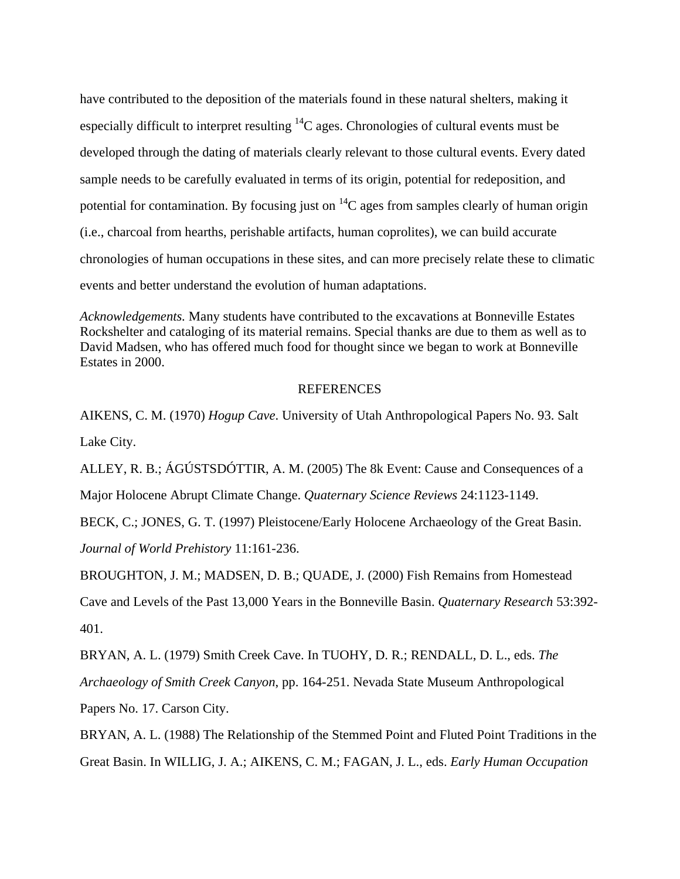have contributed to the deposition of the materials found in these natural shelters, making it especially difficult to interpret resulting $^{14}C$ ages. Chronologies of cultural events must be developed through the dating of materials clearly relevant to those cultural events. Every dated sample needs to be carefully evaluated in terms of its origin, potential for redeposition, and potential for contamination. By focusing just on $^{14}C$ ages from samples clearly of human origin (i.e., charcoal from hearths, perishable artifacts, human coprolites), we can build accurate chronologies of human occupations in these sites, and can more precisely relate these to climatic events and better understand the evolution of human adaptations.

*Acknowledgements.* Many students have contributed to the excavations at Bonneville Estates Rockshelter and cataloging of its material remains. Special thanks are due to them as well as to David Madsen, who has offered much food for thought since we began to work at Bonneville Estates in 2000.

## REFERENCES

AIKENS, C. M. (1970) *Hogup Cave*. University of Utah Anthropological Papers No. 93. Salt Lake City.

ALLEY, R. B.; ÁGÚSTSDÓTTIR, A. M. (2005) The 8k Event: Cause and Consequences of a Major Holocene Abrupt Climate Change. *Quaternary Science Reviews* 24:1123-1149.

BECK, C.; JONES, G. T. (1997) Pleistocene/Early Holocene Archaeology of the Great Basin. *Journal of World Prehistory* 11:161-236.

BROUGHTON, J. M.; MADSEN, D. B.; QUADE, J. (2000) Fish Remains from Homestead Cave and Levels of the Past 13,000 Years in the Bonneville Basin. *Quaternary Research* 53:392-401.

BRYAN, A. L. (1979) Smith Creek Cave. In TUOHY, D. R.; RENDALL, D. L., eds. *The Archaeology of Smith Creek Canyon*, pp. 164-251. Nevada State Museum Anthropological Papers No. 17. Carson City.

BRYAN, A. L. (1988) The Relationship of the Stemmed Point and Fluted Point Traditions in the Great Basin. In WILLIG, J. A.; AIKENS, C. M.; FAGAN, J. L., eds. *Early Human Occupation*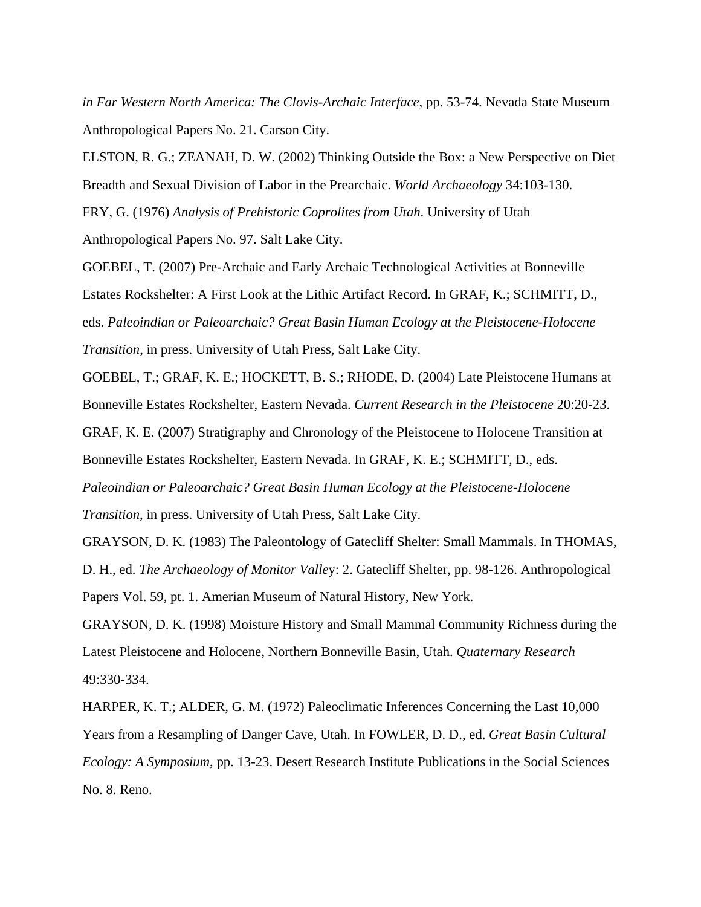*in Far Western North America: The Clovis-Archaic Interface*, pp. 53-74. Nevada State Museum Anthropological Papers No. 21. Carson City.

ELSTON, R. G.; ZEANAH, D. W. (2002) Thinking Outside the Box: a New Perspective on Diet Breadth and Sexual Division of Labor in the Prearchaic. *World Archaeology* 34:103-130.

FRY, G. (1976) *Analysis of Prehistoric Coprolites from Utah*. University of Utah Anthropological Papers No. 97. Salt Lake City.

GOEBEL, T. (2007) Pre-Archaic and Early Archaic Technological Activities at Bonneville Estates Rockshelter: A First Look at the Lithic Artifact Record. In GRAF, K.; SCHMITT, D., eds. *Paleoindian or Paleoarchaic? Great Basin Human Ecology at the Pleistocene-Holocene Transition*, in press. University of Utah Press, Salt Lake City.

GOEBEL, T.; GRAF, K. E.; HOCKETT, B. S.; RHODE, D. (2004) Late Pleistocene Humans at Bonneville Estates Rockshelter, Eastern Nevada. *Current Research in the Pleistocene* 20:20-23.

GRAF, K. E. (2007) Stratigraphy and Chronology of the Pleistocene to Holocene Transition at Bonneville Estates Rockshelter, Eastern Nevada. In GRAF, K. E.; SCHMITT, D., eds. *Paleoindian or Paleoarchaic? Great Basin Human Ecology at the Pleistocene-Holocene Transition*, in press. University of Utah Press, Salt Lake City.

GRAYSON, D. K. (1983) The Paleontology of Gatecliff Shelter: Small Mammals. In THOMAS, D. H., ed. *The Archaeology of Monitor Valle*y: 2. Gatecliff Shelter, pp. 98-126. Anthropological Papers Vol. 59, pt. 1. Amerian Museum of Natural History, New York.

GRAYSON, D. K. (1998) Moisture History and Small Mammal Community Richness during the Latest Pleistocene and Holocene, Northern Bonneville Basin, Utah. *Quaternary Research* 49:330-334.

HARPER, K. T.; ALDER, G. M. (1972) Paleoclimatic Inferences Concerning the Last 10,000 Years from a Resampling of Danger Cave, Utah. In FOWLER, D. D., ed. *Great Basin Cultural Ecology: A Symposium*, pp. 13-23. Desert Research Institute Publications in the Social Sciences No. 8. Reno.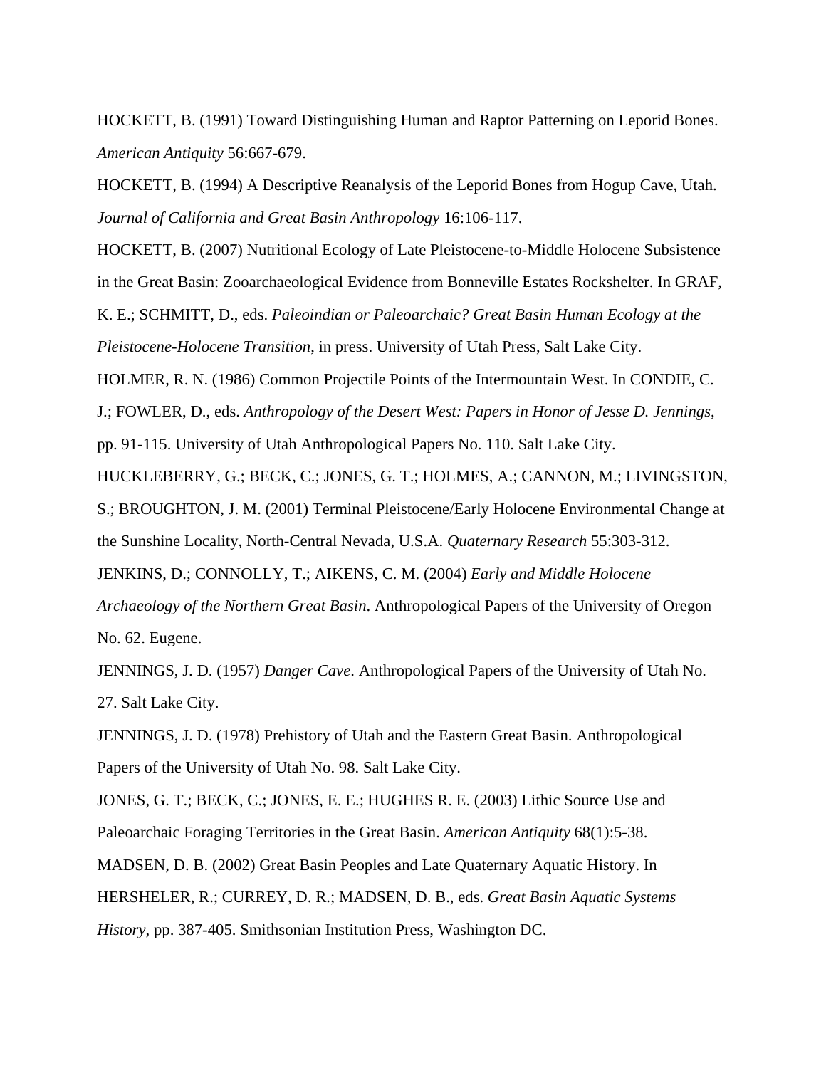HOCKETT, B. (1991) Toward Distinguishing Human and Raptor Patterning on Leporid Bones. *American Antiquity* 56:667-679.

HOCKETT, B. (1994) A Descriptive Reanalysis of the Leporid Bones from Hogup Cave, Utah. *Journal of California and Great Basin Anthropology* 16:106-117.

HOCKETT, B. (2007) Nutritional Ecology of Late Pleistocene-to-Middle Holocene Subsistence in the Great Basin: Zooarchaeological Evidence from Bonneville Estates Rockshelter. In GRAF, K. E.; SCHMITT, D., eds. *Paleoindian or Paleoarchaic? Great Basin Human Ecology at the Pleistocene-Holocene Transition*, in press. University of Utah Press, Salt Lake City.

HOLMER, R. N. (1986) Common Projectile Points of the Intermountain West. In CONDIE, C. J.; FOWLER, D., eds. *Anthropology of the Desert West: Papers in Honor of Jesse D. Jennings*, pp. 91-115. University of Utah Anthropological Papers No. 110. Salt Lake City.

HUCKLEBERRY, G.; BECK, C.; JONES, G. T.; HOLMES, A.; CANNON, M.; LIVINGSTON, S.; BROUGHTON, J. M. (2001) Terminal Pleistocene/Early Holocene Environmental Change at the Sunshine Locality, North-Central Nevada, U.S.A. *Quaternary Research* 55:303-312.

JENKINS, D.; CONNOLLY, T.; AIKENS, C. M. (2004) *Early and Middle Holocene Archaeology of the Northern Great Basin*. Anthropological Papers of the University of Oregon No. 62. Eugene.

JENNINGS, J. D. (1957) *Danger Cave*. Anthropological Papers of the University of Utah No. 27. Salt Lake City.

JENNINGS, J. D. (1978) Prehistory of Utah and the Eastern Great Basin. Anthropological Papers of the University of Utah No. 98. Salt Lake City.

JONES, G. T.; BECK, C.; JONES, E. E.; HUGHES R. E. (2003) Lithic Source Use and Paleoarchaic Foraging Territories in the Great Basin. *American Antiquity* 68(1):5-38.

MADSEN, D. B. (2002) Great Basin Peoples and Late Quaternary Aquatic History. In HERSHELER, R.; CURREY, D. R.; MADSEN, D. B., eds. *Great Basin Aquatic Systems History*, pp. 387-405. Smithsonian Institution Press, Washington DC.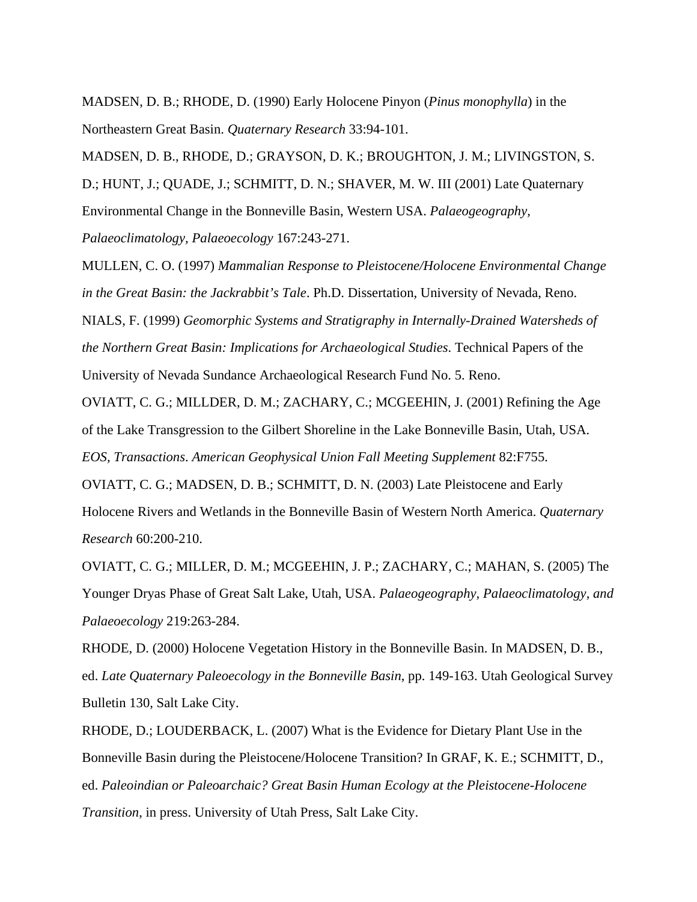MADSEN, D. B.; RHODE, D. (1990) Early Holocene Pinyon (*Pinus monophylla*) in the Northeastern Great Basin. *Quaternary Research* 33:94-101.

MADSEN, D. B., RHODE, D.; GRAYSON, D. K.; BROUGHTON, J. M.; LIVINGSTON, S. D.; HUNT, J.; QUADE, J.; SCHMITT, D. N.; SHAVER, M. W. III (2001) Late Quaternary Environmental Change in the Bonneville Basin, Western USA. *Palaeogeography, Palaeoclimatology, Palaeoecology* 167:243-271.

MULLEN, C. O. (1997) *Mammalian Response to Pleistocene/Holocene Environmental Change in the Great Basin: the Jackrabbit's Tale*. Ph.D. Dissertation, University of Nevada, Reno.

NIALS, F. (1999) *Geomorphic Systems and Stratigraphy in Internally-Drained Watersheds of the Northern Great Basin: Implications for Archaeological Studies*. Technical Papers of the University of Nevada Sundance Archaeological Research Fund No. 5. Reno.

OVIATT, C. G.; MILLDER, D. M.; ZACHARY, C.; MCGEEHIN, J. (2001) Refining the Age of the Lake Transgression to the Gilbert Shoreline in the Lake Bonneville Basin, Utah, USA. *EOS, Transactions*. *American Geophysical Union Fall Meeting Supplement* 82:F755.

OVIATT, C. G.; MADSEN, D. B.; SCHMITT, D. N. (2003) Late Pleistocene and Early Holocene Rivers and Wetlands in the Bonneville Basin of Western North America. *Quaternary Research* 60:200-210.

OVIATT, C. G.; MILLER, D. M.; MCGEEHIN, J. P.; ZACHARY, C.; MAHAN, S. (2005) The Younger Dryas Phase of Great Salt Lake, Utah, USA. *Palaeogeography, Palaeoclimatology, and Palaeoecology* 219:263-284.

RHODE, D. (2000) Holocene Vegetation History in the Bonneville Basin. In MADSEN, D. B., ed. *Late Quaternary Paleoecology in the Bonneville Basin*, pp. 149-163. Utah Geological Survey Bulletin 130, Salt Lake City.

RHODE, D.; LOUDERBACK, L. (2007) What is the Evidence for Dietary Plant Use in the Bonneville Basin during the Pleistocene/Holocene Transition? In GRAF, K. E.; SCHMITT, D., ed. *Paleoindian or Paleoarchaic? Great Basin Human Ecology at the Pleistocene-Holocene Transition*, in press. University of Utah Press, Salt Lake City.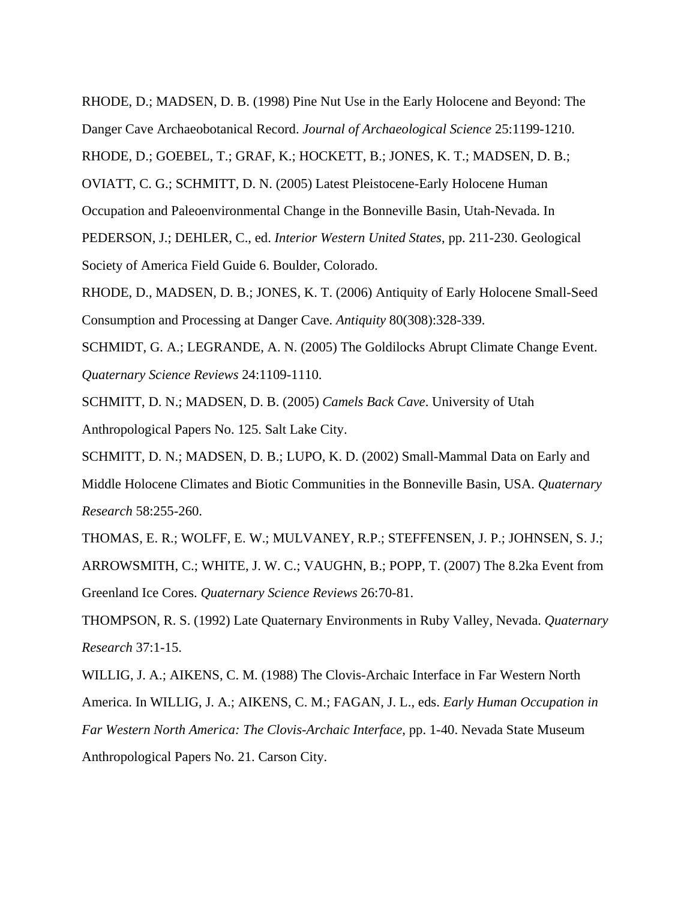RHODE, D.; MADSEN, D. B. (1998) Pine Nut Use in the Early Holocene and Beyond: The Danger Cave Archaeobotanical Record. *Journal of Archaeological Science* 25:1199-1210.

RHODE, D.; GOEBEL, T.; GRAF, K.; HOCKETT, B.; JONES, K. T.; MADSEN, D. B.; OVIATT, C. G.; SCHMITT, D. N. (2005) Latest Pleistocene-Early Holocene Human Occupation and Paleoenvironmental Change in the Bonneville Basin, Utah-Nevada. In PEDERSON, J.; DEHLER, C., ed. *Interior Western United States*, pp. 211-230. Geological Society of America Field Guide 6. Boulder, Colorado.

RHODE, D., MADSEN, D. B.; JONES, K. T. (2006) Antiquity of Early Holocene Small-Seed Consumption and Processing at Danger Cave. *Antiquity* 80(308):328-339.

SCHMIDT, G. A.; LEGRANDE, A. N. (2005) The Goldilocks Abrupt Climate Change Event. *Quaternary Science Reviews* 24:1109-1110.

SCHMITT, D. N.; MADSEN, D. B. (2005) *Camels Back Cave*. University of Utah Anthropological Papers No. 125. Salt Lake City.

SCHMITT, D. N.; MADSEN, D. B.; LUPO, K. D. (2002) Small-Mammal Data on Early and Middle Holocene Climates and Biotic Communities in the Bonneville Basin, USA. *Quaternary Research* 58:255-260.

THOMAS, E. R.; WOLFF, E. W.; MULVANEY, R.P.; STEFFENSEN, J. P.; JOHNSEN, S. J.; ARROWSMITH, C.; WHITE, J. W. C.; VAUGHN, B.; POPP, T. (2007) The 8.2ka Event from Greenland Ice Cores. *Quaternary Science Reviews* 26:70-81.

THOMPSON, R. S. (1992) Late Quaternary Environments in Ruby Valley, Nevada. *Quaternary Research* 37:1-15.

WILLIG, J. A.; AIKENS, C. M. (1988) The Clovis-Archaic Interface in Far Western North America. In WILLIG, J. A.; AIKENS, C. M.; FAGAN, J. L., eds. *Early Human Occupation in Far Western North America: The Clovis-Archaic Interface*, pp. 1-40. Nevada State Museum Anthropological Papers No. 21. Carson City.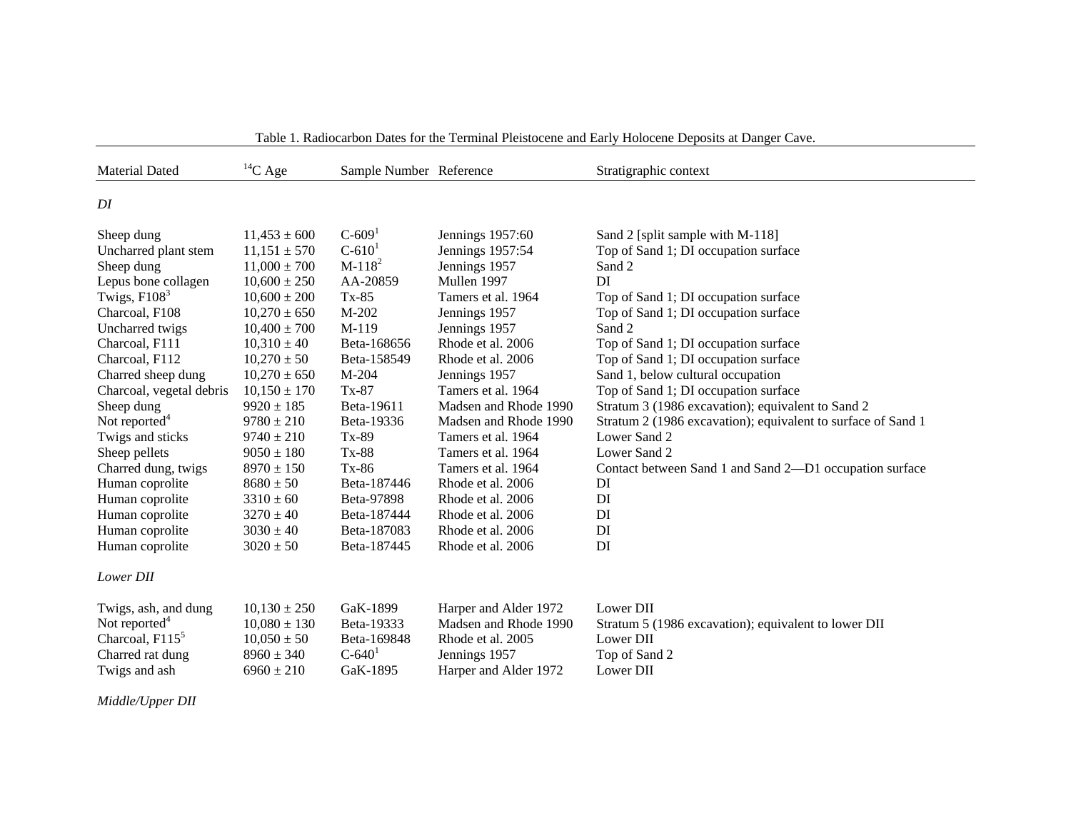Table 1. Radiocarbon Dates for the Terminal Pleistocene and Early Holocene Deposits at Danger Cave.

| Material Dated | $^{14}C$ Age | Sample Number | Reference | Stratigraphic context |
|---|---|---|---|---|
| *DI* | | | | |
| Sheep dung | 11,453 ± 600 | C-609[1] | Jennings 1957:60 | Sand 2 [split sample with M-118] |
| Uncharred plant stem | 11,151 ± 570 | C-610[1] | Jennings 1957:54 | Top of Sand 1; DI occupation surface |
| Sheep dung | 11,000 ± 700 | M-118[2] | Jennings 1957 | Sand 2 |
| Lepus bone collagen | 10,600 ± 250 | AA-20859 | Mullen 1997 | DI |
| Twigs, F108[3] | 10,600 ± 200 | Tx-85 | Tamers et al. 1964 | Top of Sand 1; DI occupation surface |
| Charcoal, F108 | 10,270 ± 650 | M-202 | Jennings 1957 | Top of Sand 1; DI occupation surface |
| Uncharred twigs | 10,400 ± 700 | M-119 | Jennings 1957 | Sand 2 |
| Charcoal, F111 | 10,310 ± 40 | Beta-168656 | Rhode et al. 2006 | Top of Sand 1; DI occupation surface |
| Charcoal, F112 | 10,270 ± 50 | Beta-158549 | Rhode et al. 2006 | Top of Sand 1; DI occupation surface |
| Charred sheep dung | 10,270 ± 650 | M-204 | Jennings 1957 | Sand 1, below cultural occupation |
| Charcoal, vegetal debris | 10,150 ± 170 | Tx-87 | Tamers et al. 1964 | Top of Sand 1; DI occupation surface |
| Sheep dung | 9920 ± 185 | Beta-19611 | Madsen and Rhode 1990 | Stratum 3 (1986 excavation); equivalent to Sand 2 |
| Not reported[4] | 9780 ± 210 | Beta-19336 | Madsen and Rhode 1990 | Stratum 2 (1986 excavation); equivalent to surface of Sand 1 |
| Twigs and sticks | 9740 ± 210 | Tx-89 | Tamers et al. 1964 | Lower Sand 2 |
| Sheep pellets | 9050 ± 180 | Tx-88 | Tamers et al. 1964 | Lower Sand 2 |
| Charred dung, twigs | 8970 ± 150 | Tx-86 | Tamers et al. 1964 | Contact between Sand 1 and Sand 2—D1 occupation surface |
| Human coprolite | 8680 ± 50 | Beta-187446 | Rhode et al. 2006 | DI |
| Human coprolite | 3310 ± 60 | Beta-97898 | Rhode et al. 2006 | DI |
| Human coprolite | 3270 ± 40 | Beta-187444 | Rhode et al. 2006 | DI |
| Human coprolite | 3030 ± 40 | Beta-187083 | Rhode et al. 2006 | DI |
| Human coprolite | 3020 ± 50 | Beta-187445 | Rhode et al. 2006 | DI |
| *Lower DII* | | | | |
| Twigs, ash, and dung | 10,130 ± 250 | GaK-1899 | Harper and Alder 1972 | Lower DII |
| Not reported[4] | 10,080 ± 130 | Beta-19333 | Madsen and Rhode 1990 | Stratum 5 (1986 excavation); equivalent to lower DII |
| Charcoal, F115[5] | 10,050 ± 50 | Beta-169848 | Rhode et al. 2005 | Lower DII |
| Charred rat dung | 8960 ± 340 | C-640[1] | Jennings 1957 | Top of Sand 2 |
| Twigs and ash | 6960 ± 210 | GaK-1895 | Harper and Alder 1972 | Lower DII |
| *Middle/Upper DII* | | | | |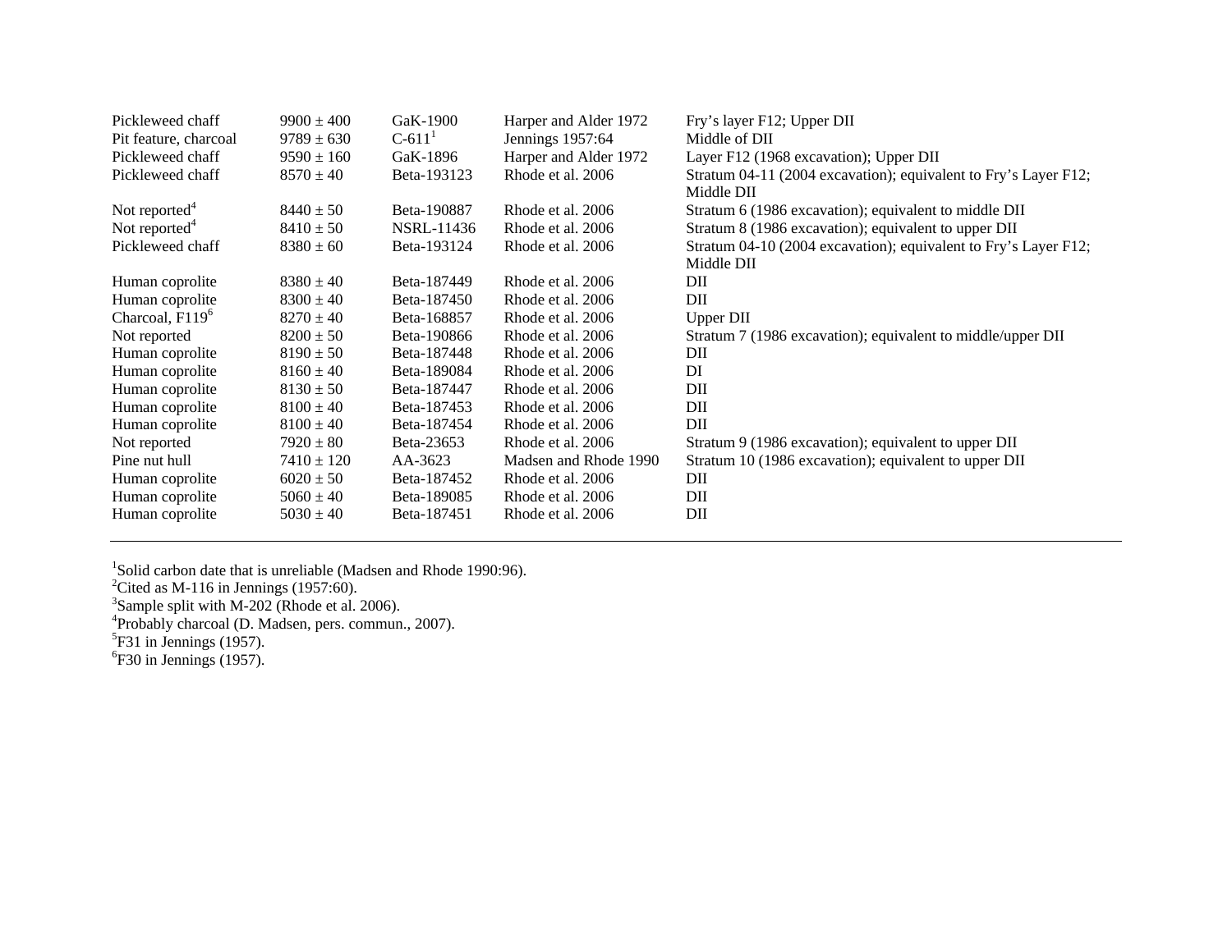| | | | | |
|---|---|---|---|---|
| Pickleweed chaff | 9900 ± 400 | GaK-1900 | Harper and Alder 1972 | Fry's layer F12; Upper DII |
| Pit feature, charcoal | 9789 ± 630 | C-611[1] | Jennings 1957:64 | Middle of DII |
| Pickleweed chaff | 9590 ± 160 | GaK-1896 | Harper and Alder 1972 | Layer F12 (1968 excavation); Upper DII |
| Pickleweed chaff | 8570 ± 40 | Beta-193123 | Rhode et al. 2006 | Stratum 04-11 (2004 excavation); equivalent to Fry's Layer F12; Middle DII |
| Not reported[4] | 8440 ± 50 | Beta-190887 | Rhode et al. 2006 | Stratum 6 (1986 excavation); equivalent to middle DII |
| Not reported[4] | 8410 ± 50 | NSRL-11436 | Rhode et al. 2006 | Stratum 8 (1986 excavation); equivalent to upper DII |
| Pickleweed chaff | 8380 ± 60 | Beta-193124 | Rhode et al. 2006 | Stratum 04-10 (2004 excavation); equivalent to Fry's Layer F12; Middle DII |
| Human coprolite | 8380 ± 40 | Beta-187449 | Rhode et al. 2006 | DII |
| Human coprolite | 8300 ± 40 | Beta-187450 | Rhode et al. 2006 | DII |
| Charcoal, F119[6] | 8270 ± 40 | Beta-168857 | Rhode et al. 2006 | Upper DII |
| Not reported | 8200 ± 50 | Beta-190866 | Rhode et al. 2006 | Stratum 7 (1986 excavation); equivalent to middle/upper DII |
| Human coprolite | 8190 ± 50 | Beta-187448 | Rhode et al. 2006 | DII |
| Human coprolite | 8160 ± 40 | Beta-189084 | Rhode et al. 2006 | DI |
| Human coprolite | 8130 ± 50 | Beta-187447 | Rhode et al. 2006 | DII |
| Human coprolite | 8100 ± 40 | Beta-187453 | Rhode et al. 2006 | DII |
| Human coprolite | 8100 ± 40 | Beta-187454 | Rhode et al. 2006 | DII |
| Not reported | 7920 ± 80 | Beta-23653 | Rhode et al. 2006 | Stratum 9 (1986 excavation); equivalent to upper DII |
| Pine nut hull | 7410 ± 120 | AA-3623 | Madsen and Rhode 1990 | Stratum 10 (1986 excavation); equivalent to upper DII |
| Human coprolite | 6020 ± 50 | Beta-187452 | Rhode et al. 2006 | DII |
| Human coprolite | 5060 ± 40 | Beta-189085 | Rhode et al. 2006 | DII |
| Human coprolite | 5030 ± 40 | Beta-187451 | Rhode et al. 2006 | DII |

[1]Solid carbon date that is unreliable (Madsen and Rhode 1990:96).
[2]Cited as M-116 in Jennings (1957:60).
[3]Sample split with M-202 (Rhode et al. 2006).
[4]Probably charcoal (D. Madsen, pers. commun., 2007).
[5]F31 in Jennings (1957).
[6]F30 in Jennings (1957).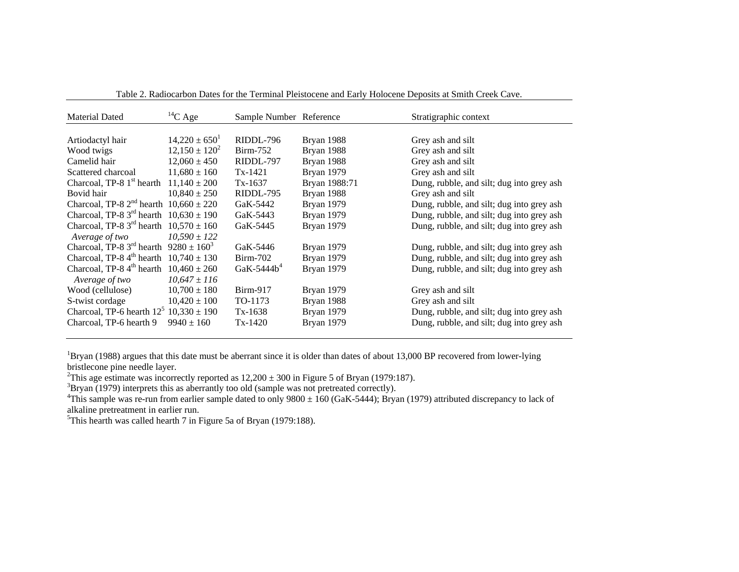Table 2. Radiocarbon Dates for the Terminal Pleistocene and Early Holocene Deposits at Smith Creek Cave.

| Material Dated | $^{14}C$ Age | Sample Number | Reference | Stratigraphic context |
|---|---|---|---|---|
| Artiodactyl hair | 14,220 ± 650[1] | RIDDL-796 | Bryan 1988 | Grey ash and silt |
| Wood twigs | 12,150 ± 120[2] | Birm-752 | Bryan 1988 | Grey ash and silt |
| Camelid hair | 12,060 ± 450 | RIDDL-797 | Bryan 1988 | Grey ash and silt |
| Scattered charcoal | 11,680 ± 160 | Tx-1421 | Bryan 1979 | Grey ash and silt |
| Charcoal, TP-8 1st hearth | 11,140 ± 200 | Tx-1637 | Bryan 1988:71 | Dung, rubble, and silt; dug into grey ash |
| Bovid hair | 10,840 ± 250 | RIDDL-795 | Bryan 1988 | Grey ash and silt |
| Charcoal, TP-8 2nd hearth | 10,660 ± 220 | GaK-5442 | Bryan 1979 | Dung, rubble, and silt; dug into grey ash |
| Charcoal, TP-8 3rd hearth | 10,630 ± 190 | GaK-5443 | Bryan 1979 | Dung, rubble, and silt; dug into grey ash |
| Charcoal, TP-8 3rd hearth | 10,570 ± 160 | GaK-5445 | Bryan 1979 | Dung, rubble, and silt; dug into grey ash |
| *Average of two* | *10,590 ± 122* | | | |
| Charcoal, TP-8 3rd hearth | 9280 ± 160[3] | GaK-5446 | Bryan 1979 | Dung, rubble, and silt; dug into grey ash |
| Charcoal, TP-8 4th hearth | 10,740 ± 130 | Birm-702 | Bryan 1979 | Dung, rubble, and silt; dug into grey ash |
| Charcoal, TP-8 4th hearth | 10,460 ± 260 | GaK-5444b[4] | Bryan 1979 | Dung, rubble, and silt; dug into grey ash |
| *Average of two* | *10,647 ± 116* | | | |
| Wood (cellulose) | 10,700 ± 180 | Birm-917 | Bryan 1979 | Grey ash and silt |
| S-twist cordage | 10,420 ± 100 | TO-1173 | Bryan 1988 | Grey ash and silt |
| Charcoal, TP-6 hearth 12[5] | 10,330 ± 190 | Tx-1638 | Bryan 1979 | Dung, rubble, and silt; dug into grey ash |
| Charcoal, TP-6 hearth 9 | 9940 ± 160 | Tx-1420 | Bryan 1979 | Dung, rubble, and silt; dug into grey ash |

[1]Bryan (1988) argues that this date must be aberrant since it is older than dates of about 13,000 BP recovered from lower-lying bristlecone pine needle layer.
[2]This age estimate was incorrectly reported as 12,200 ± 300 in Figure 5 of Bryan (1979:187).
[3]Bryan (1979) interprets this as aberrantly too old (sample was not pretreated correctly).
[4]This sample was re-run from earlier sample dated to only 9800 ± 160 (GaK-5444); Bryan (1979) attributed discrepancy to lack of alkaline pretreatment in earlier run.
[5]This hearth was called hearth 7 in Figure 5a of Bryan (1979:188).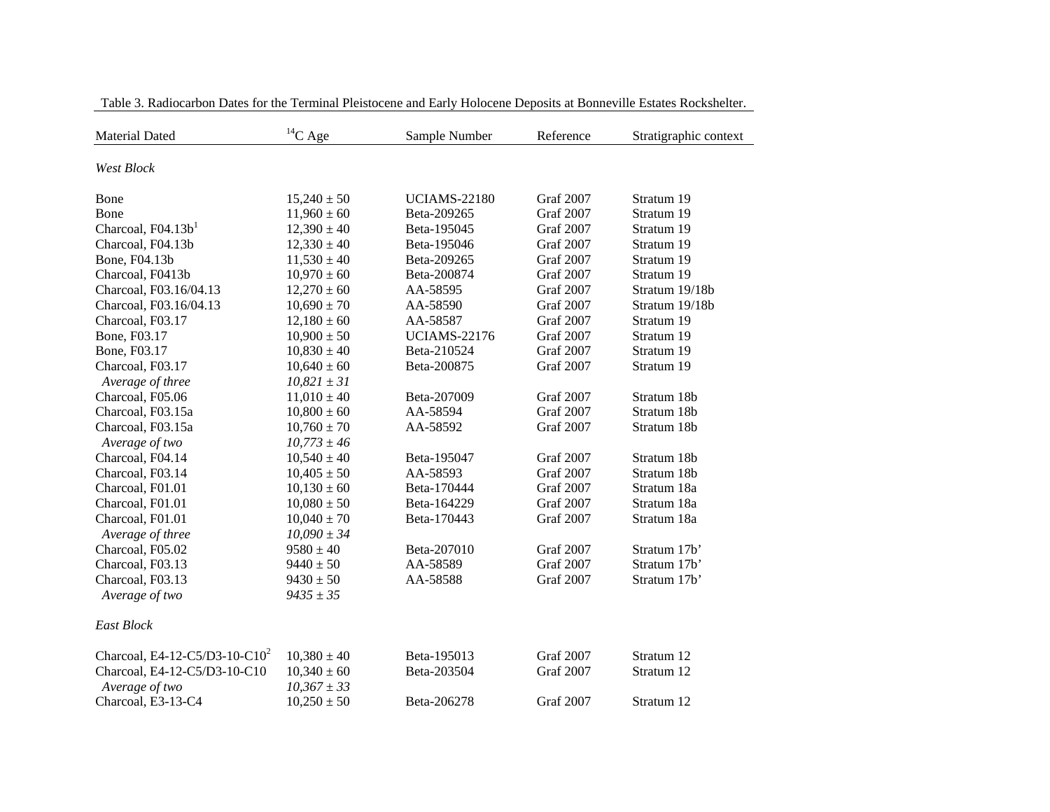Table 3. Radiocarbon Dates for the Terminal Pleistocene and Early Holocene Deposits at Bonneville Estates Rockshelter.

| Material Dated | $^{14}C$ Age | Sample Number | Reference | Stratigraphic context |
|---|---|---|---|---|
| *West Block* | | | | |
| Bone | 15,240 ± 50 | UCIAMS-22180 | Graf 2007 | Stratum 19 |
| Bone | 11,960 ± 60 | Beta-209265 | Graf 2007 | Stratum 19 |
| Charcoal, F04.13b[1] | 12,390 ± 40 | Beta-195045 | Graf 2007 | Stratum 19 |
| Charcoal, F04.13b | 12,330 ± 40 | Beta-195046 | Graf 2007 | Stratum 19 |
| Bone, F04.13b | 11,530 ± 40 | Beta-209265 | Graf 2007 | Stratum 19 |
| Charcoal, F0413b | 10,970 ± 60 | Beta-200874 | Graf 2007 | Stratum 19 |
| Charcoal, F03.16/04.13 | 12,270 ± 60 | AA-58595 | Graf 2007 | Stratum 19/18b |
| Charcoal, F03.16/04.13 | 10,690 ± 70 | AA-58590 | Graf 2007 | Stratum 19/18b |
| Charcoal, F03.17 | 12,180 ± 60 | AA-58587 | Graf 2007 | Stratum 19 |
| Bone, F03.17 | 10,900 ± 50 | UCIAMS-22176 | Graf 2007 | Stratum 19 |
| Bone, F03.17 | 10,830 ± 40 | Beta-210524 | Graf 2007 | Stratum 19 |
| Charcoal, F03.17 | 10,640 ± 60 | Beta-200875 | Graf 2007 | Stratum 19 |
| *Average of three* | *10,821 ± 31* | | | |
| Charcoal, F05.06 | 11,010 ± 40 | Beta-207009 | Graf 2007 | Stratum 18b |
| Charcoal, F03.15a | 10,800 ± 60 | AA-58594 | Graf 2007 | Stratum 18b |
| Charcoal, F03.15a | 10,760 ± 70 | AA-58592 | Graf 2007 | Stratum 18b |
| *Average of two* | *10,773 ± 46* | | | |
| Charcoal, F04.14 | 10,540 ± 40 | Beta-195047 | Graf 2007 | Stratum 18b |
| Charcoal, F03.14 | 10,405 ± 50 | AA-58593 | Graf 2007 | Stratum 18b |
| Charcoal, F01.01 | 10,130 ± 60 | Beta-170444 | Graf 2007 | Stratum 18a |
| Charcoal, F01.01 | 10,080 ± 50 | Beta-164229 | Graf 2007 | Stratum 18a |
| Charcoal, F01.01 | 10,040 ± 70 | Beta-170443 | Graf 2007 | Stratum 18a |
| *Average of three* | *10,090 ± 34* | | | |
| Charcoal, F05.02 | 9580 ± 40 | Beta-207010 | Graf 2007 | Stratum 17b' |
| Charcoal, F03.13 | 9440 ± 50 | AA-58589 | Graf 2007 | Stratum 17b' |
| Charcoal, F03.13 | 9430 ± 50 | AA-58588 | Graf 2007 | Stratum 17b' |
| *Average of two* | *9435 ± 35* | | | |
| *East Block* | | | | |
| Charcoal, E4-12-C5/D3-10-C10[2] | 10,380 ± 40 | Beta-195013 | Graf 2007 | Stratum 12 |
| Charcoal, E4-12-C5/D3-10-C10 | 10,340 ± 60 | Beta-203504 | Graf 2007 | Stratum 12 |
| *Average of two* | *10,367 ± 33* | | | |
| Charcoal, E3-13-C4 | 10,250 ± 50 | Beta-206278 | Graf 2007 | Stratum 12 |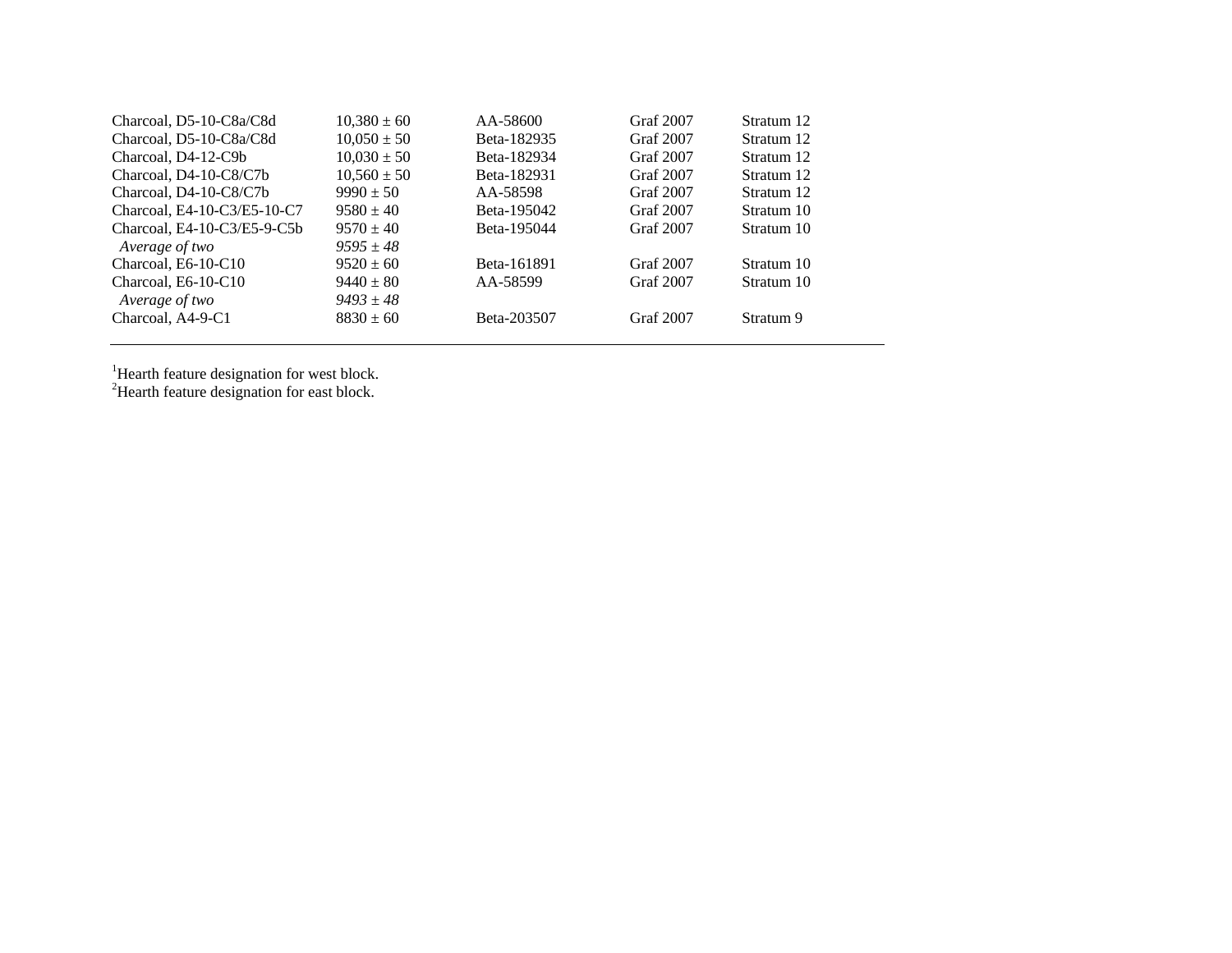| | | | | |
|---|---|---|---|---|
| Charcoal, D5-10-C8a/C8d | 10,380 ± 60 | AA-58600 | Graf 2007 | Stratum 12 |
| Charcoal, D5-10-C8a/C8d | 10,050 ± 50 | Beta-182935 | Graf 2007 | Stratum 12 |
| Charcoal, D4-12-C9b | 10,030 ± 50 | Beta-182934 | Graf 2007 | Stratum 12 |
| Charcoal, D4-10-C8/C7b | 10,560 ± 50 | Beta-182931 | Graf 2007 | Stratum 12 |
| Charcoal, D4-10-C8/C7b | 9990 ± 50 | AA-58598 | Graf 2007 | Stratum 12 |
| Charcoal, E4-10-C3/E5-10-C7 | 9580 ± 40 | Beta-195042 | Graf 2007 | Stratum 10 |
| Charcoal, E4-10-C3/E5-9-C5b | 9570 ± 40 | Beta-195044 | Graf 2007 | Stratum 10 |
| *Average of two* | *9595 ± 48* | | | |
| Charcoal, E6-10-C10 | 9520 ± 60 | Beta-161891 | Graf 2007 | Stratum 10 |
| Charcoal, E6-10-C10 | 9440 ± 80 | AA-58599 | Graf 2007 | Stratum 10 |
| *Average of two* | *9493 ± 48* | | | |
| Charcoal, A4-9-C1 | 8830 ± 60 | Beta-203507 | Graf 2007 | Stratum 9 |

[1]Hearth feature designation for west block.
[2]Hearth feature designation for east block.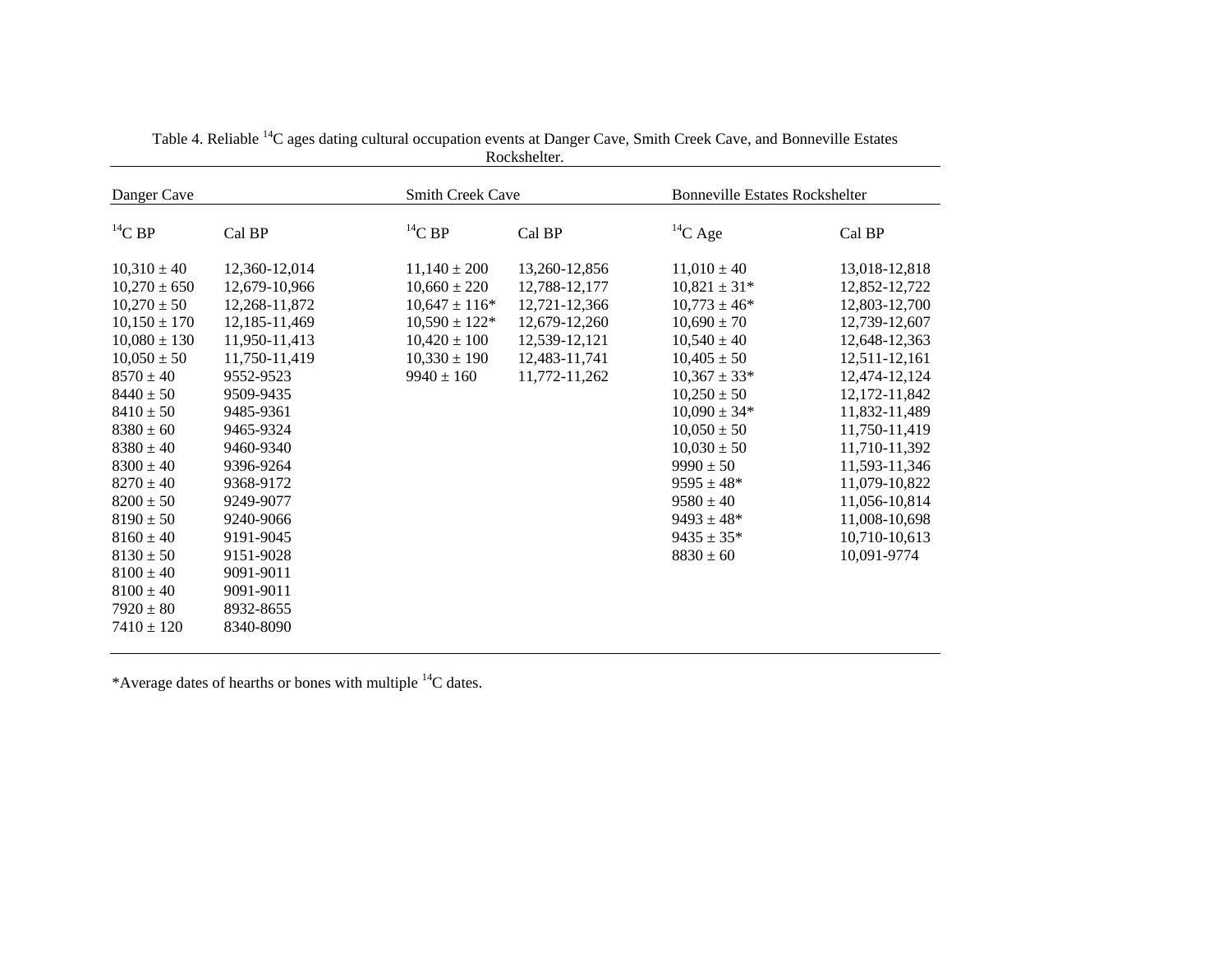Table 4. Reliable $^{14}$C ages dating cultural occupation events at Danger Cave, Smith Creek Cave, and Bonneville Estates Rockshelter.

| Danger Cave | | Smith Creek Cave | | Bonneville Estates Rockshelter | |
|---|---|---|---|---|---|
| $^{14}$C BP | Cal BP | $^{14}$C BP | Cal BP | $^{14}$C Age | Cal BP |
| 10,310 ± 40 | 12,360-12,014 | 11,140 ± 200 | 13,260-12,856 | 11,010 ± 40 | 13,018-12,818 |
| 10,270 ± 650 | 12,679-10,966 | 10,660 ± 220 | 12,788-12,177 | 10,821 ± 31* | 12,852-12,722 |
| 10,270 ± 50 | 12,268-11,872 | 10,647 ± 116* | 12,721-12,366 | 10,773 ± 46* | 12,803-12,700 |
| 10,150 ± 170 | 12,185-11,469 | 10,590 ± 122* | 12,679-12,260 | 10,690 ± 70 | 12,739-12,607 |
| 10,080 ± 130 | 11,950-11,413 | 10,420 ± 100 | 12,539-12,121 | 10,540 ± 40 | 12,648-12,363 |
| 10,050 ± 50 | 11,750-11,419 | 10,330 ± 190 | 12,483-11,741 | 10,405 ± 50 | 12,511-12,161 |
| 8570 ± 40 | 9552-9523 | 9940 ± 160 | 11,772-11,262 | 10,367 ± 33* | 12,474-12,124 |
| 8440 ± 50 | 9509-9435 | | | 10,250 ± 50 | 12,172-11,842 |
| 8410 ± 50 | 9485-9361 | | | 10,090 ± 34* | 11,832-11,489 |
| 8380 ± 60 | 9465-9324 | | | 10,050 ± 50 | 11,750-11,419 |
| 8380 ± 40 | 9460-9340 | | | 10,030 ± 50 | 11,710-11,392 |
| 8300 ± 40 | 9396-9264 | | | 9990 ± 50 | 11,593-11,346 |
| 8270 ± 40 | 9368-9172 | | | 9595 ± 48* | 11,079-10,822 |
| 8200 ± 50 | 9249-9077 | | | 9580 ± 40 | 11,056-10,814 |
| 8190 ± 50 | 9240-9066 | | | 9493 ± 48* | 11,008-10,698 |
| 8160 ± 40 | 9191-9045 | | | 9435 ± 35* | 10,710-10,613 |
| 8130 ± 50 | 9151-9028 | | | 8830 ± 60 | 10,091-9774 |
| 8100 ± 40 | 9091-9011 | | | | |
| 8100 ± 40 | 9091-9011 | | | | |
| 7920 ± 80 | 8932-8655 | | | | |
| 7410 ± 120 | 8340-8090 | | | | |

*Average dates of hearths or bones with multiple $^{14}$C dates.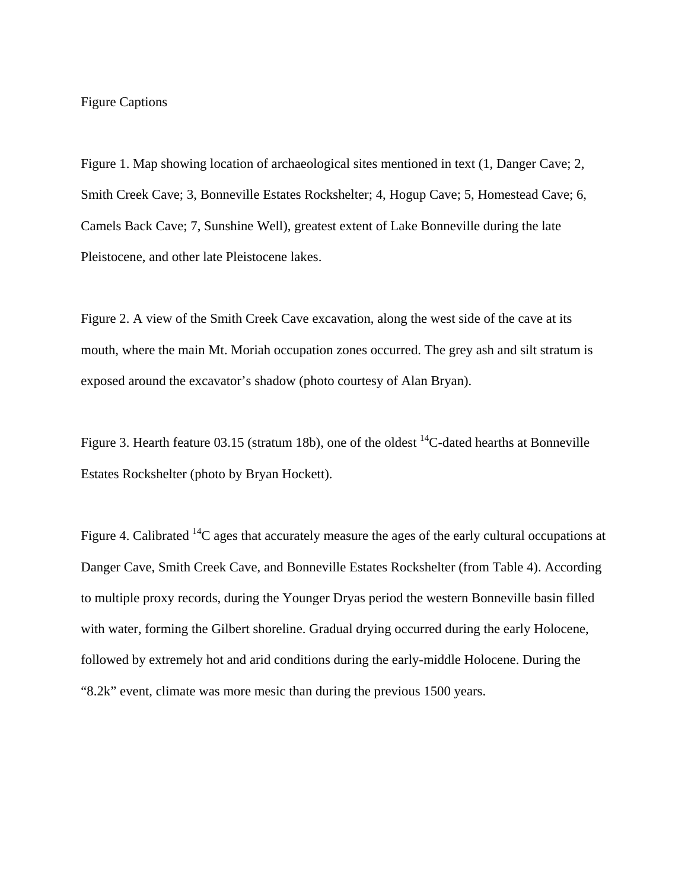Figure Captions

Figure 1. Map showing location of archaeological sites mentioned in text (1, Danger Cave; 2, Smith Creek Cave; 3, Bonneville Estates Rockshelter; 4, Hogup Cave; 5, Homestead Cave; 6, Camels Back Cave; 7, Sunshine Well), greatest extent of Lake Bonneville during the late Pleistocene, and other late Pleistocene lakes.

Figure 2. A view of the Smith Creek Cave excavation, along the west side of the cave at its mouth, where the main Mt. Moriah occupation zones occurred. The grey ash and silt stratum is exposed around the excavator's shadow (photo courtesy of Alan Bryan).

Figure 3. Hearth feature 03.15 (stratum 18b), one of the oldest $^{14}$C-dated hearths at Bonneville Estates Rockshelter (photo by Bryan Hockett).

Figure 4. Calibrated $^{14}$C ages that accurately measure the ages of the early cultural occupations at Danger Cave, Smith Creek Cave, and Bonneville Estates Rockshelter (from Table 4). According to multiple proxy records, during the Younger Dryas period the western Bonneville basin filled with water, forming the Gilbert shoreline. Gradual drying occurred during the early Holocene, followed by extremely hot and arid conditions during the early-middle Holocene. During the "8.2k" event, climate was more mesic than during the previous 1500 years.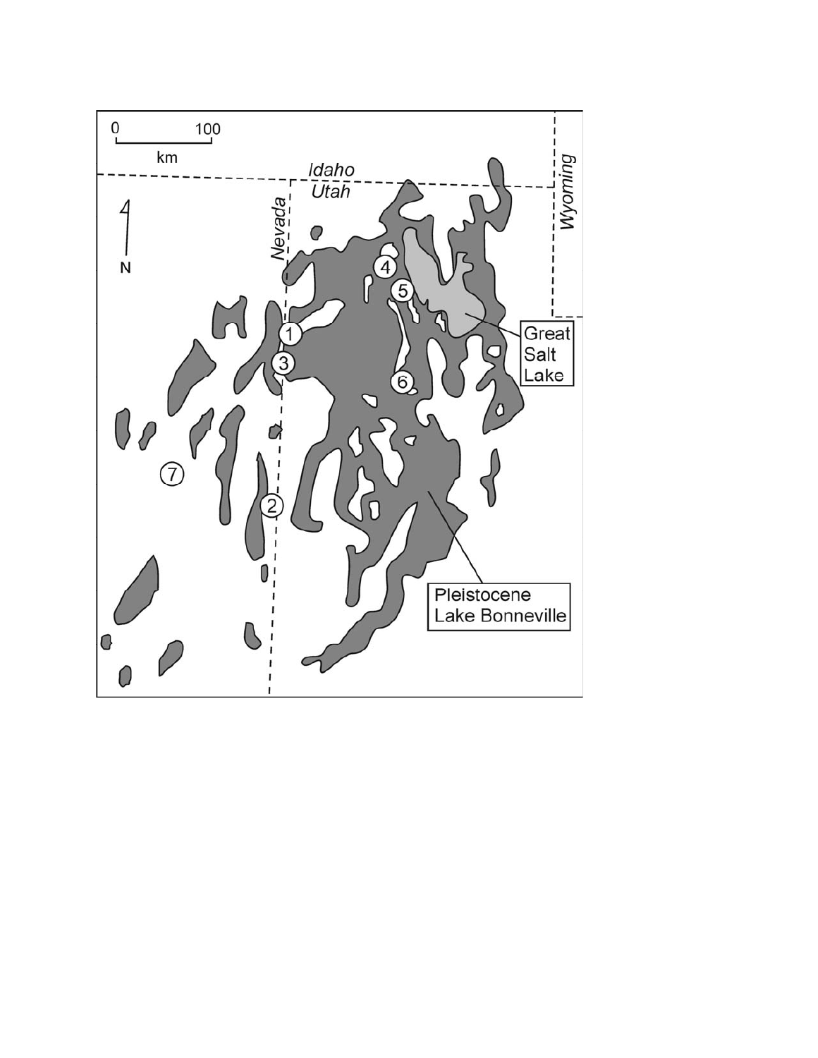0 100

km

Idaho

Utah

Nevada

Wyoming

N

1

2

3

4

5

6

7

Great Salt Lake

Pleistocene Lake Bonneville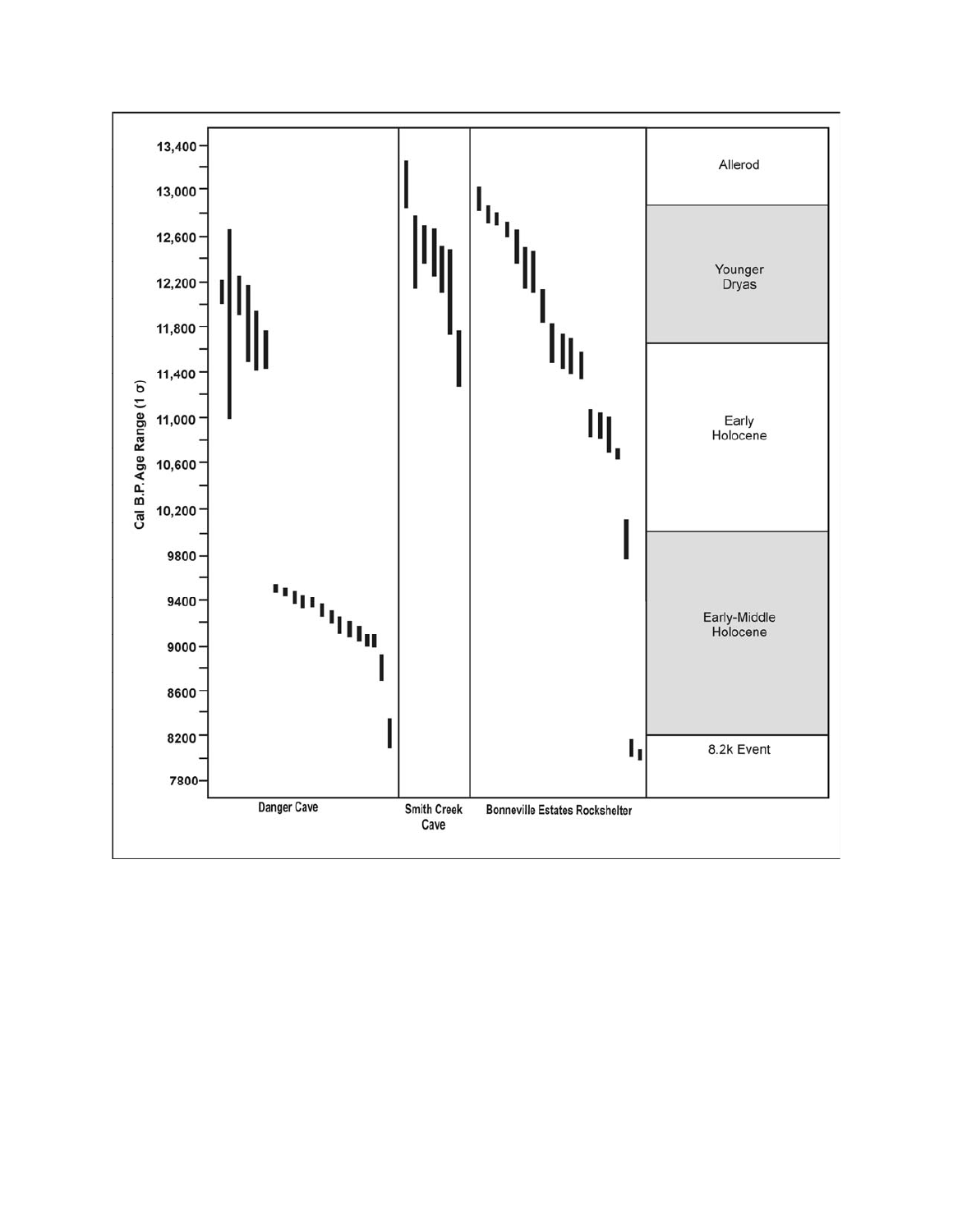Cal B.P. Age Range (1 σ)

13,400
13,000
12,600
12,200
11,800
11,400
11,000
10,600
10,200
9800
9400
9000
8600
8200
7800

Danger Cave

Smith Creek Cave

Bonneville Estates Rockshelter

Allerod

Younger Dryas

Early Holocene

Early-Middle Holocene

8.2k Event